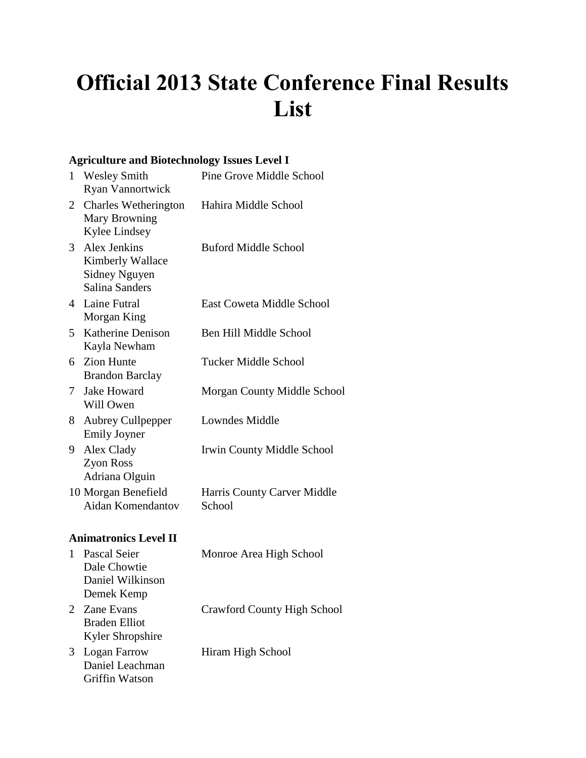# Official 2013 State Conference Final Results List

### Agriculture and Biotechnology Issues Level I

| Place | Names | School |
|---|---|---|
| 1 | Wesley Smith<br>Ryan Vannortwick | Pine Grove Middle School |
| 2 | Charles Wetherington<br>Mary Browning<br>Kylee Lindsey | Hahira Middle School |
| 3 | Alex Jenkins<br>Kimberly Wallace<br>Sidney Nguyen<br>Salina Sanders | Buford Middle School |
| 4 | Laine Futral<br>Morgan King | East Coweta Middle School |
| 5 | Katherine Denison<br>Kayla Newham | Ben Hill Middle School |
| 6 | Zion Hunte<br>Brandon Barclay | Tucker Middle School |
| 7 | Jake Howard<br>Will Owen | Morgan County Middle School |
| 8 | Aubrey Cullpepper<br>Emily Joyner | Lowndes Middle |
| 9 | Alex Clady<br>Zyon Ross<br>Adriana Olguin | Irwin County Middle School |
| 10 | Morgan Benefield<br>Aidan Komendantov | Harris County Carver Middle School |

### Animatronics Level II

| Place | Names | School |
|---|---|---|
| 1 | Pascal Seier<br>Dale Chowtie<br>Daniel Wilkinson<br>Demek Kemp | Monroe Area High School |
| 2 | Zane Evans<br>Braden Elliot<br>Kyler Shropshire | Crawford County High School |
| 3 | Logan Farrow<br>Daniel Leachman<br>Griffin Watson | Hiram High School |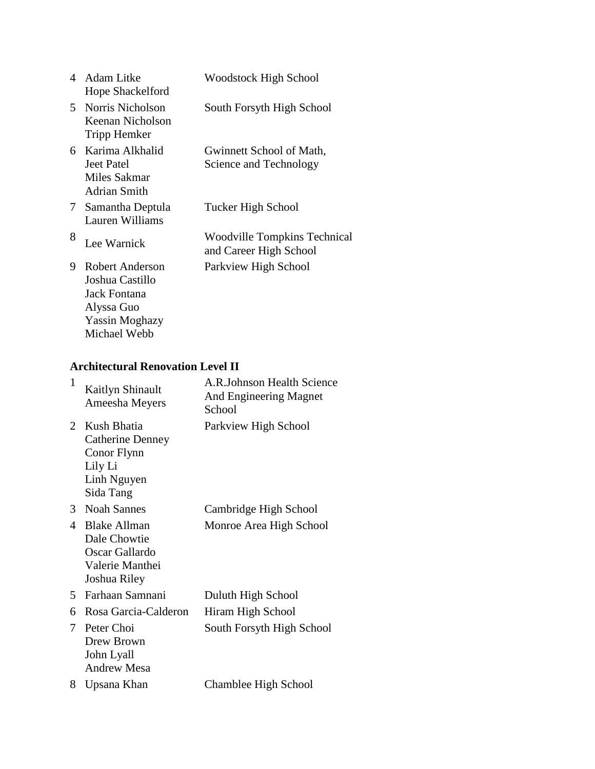| | | |
|---|---|---|
| 4 | Adam Litke<br>Hope Shackelford | Woodstock High School |
| 5 | Norris Nicholson<br>Keenan Nicholson<br>Tripp Hemker | South Forsyth High School |
| 6 | Karima Alkhalid<br>Jeet Patel<br>Miles Sakmar<br>Adrian Smith | Gwinnett School of Math, Science and Technology |
| 7 | Samantha Deptula<br>Lauren Williams | Tucker High School |
| 8 | Lee Warnick | Woodville Tompkins Technical and Career High School |
| 9 | Robert Anderson<br>Joshua Castillo<br>Jack Fontana<br>Alyssa Guo<br>Yassin Moghazy<br>Michael Webb | Parkview High School |

**Architectural Renovation Level II**

| | | |
|---|---|---|
| 1 | Kaitlyn Shinault<br>Ameesha Meyers | A.R.Johnson Health Science And Engineering Magnet School |
| 2 | Kush Bhatia<br>Catherine Denney<br>Conor Flynn<br>Lily Li<br>Linh Nguyen<br>Sida Tang | Parkview High School |
| 3 | Noah Sannes | Cambridge High School |
| 4 | Blake Allman<br>Dale Chowtie<br>Oscar Gallardo<br>Valerie Manthei<br>Joshua Riley | Monroe Area High School |
| 5 | Farhaan Samnani | Duluth High School |
| 6 | Rosa Garcia-Calderon | Hiram High School |
| 7 | Peter Choi<br>Drew Brown<br>John Lyall<br>Andrew Mesa | South Forsyth High School |
| 8 | Upsana Khan | Chamblee High School |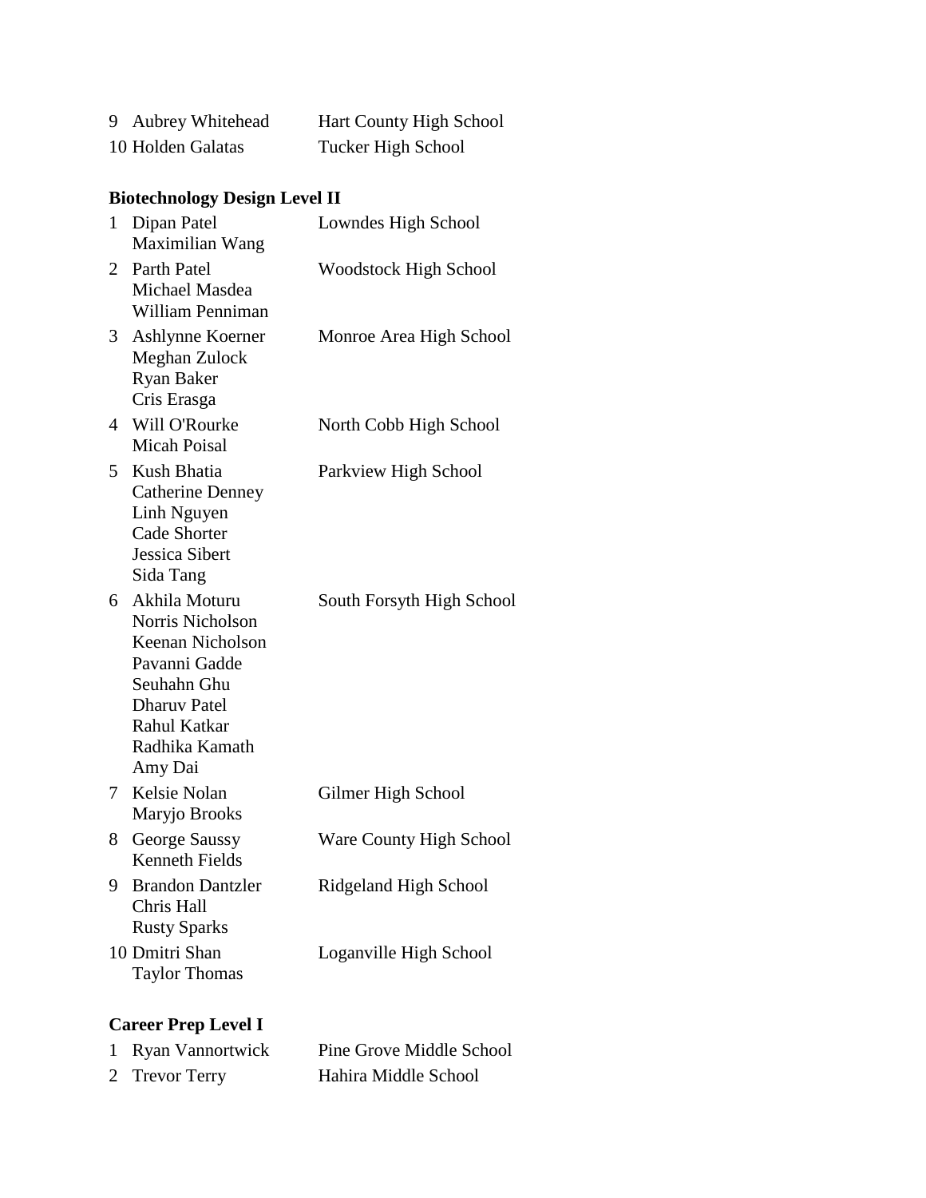| | | |
|---|---|---|
| 9 | Aubrey Whitehead | Hart County High School |
| 10 | Holden Galatas | Tucker High School |

**Biotechnology Design Level II**

| | | |
|---|---|---|
| 1 | Dipan Patel<br>Maximilian Wang | Lowndes High School |
| 2 | Parth Patel<br>Michael Masdea<br>William Penniman | Woodstock High School |
| 3 | Ashlynne Koerner<br>Meghan Zulock<br>Ryan Baker<br>Cris Erasga | Monroe Area High School |
| 4 | Will O'Rourke<br>Micah Poisal | North Cobb High School |
| 5 | Kush Bhatia<br>Catherine Denney<br>Linh Nguyen<br>Cade Shorter<br>Jessica Sibert<br>Sida Tang | Parkview High School |
| 6 | Akhila Moturu<br>Norris Nicholson<br>Keenan Nicholson<br>Pavanni Gadde<br>Seuhahn Ghu<br>Dharuv Patel<br>Rahul Katkar<br>Radhika Kamath<br>Amy Dai | South Forsyth High School |
| 7 | Kelsie Nolan<br>Maryjo Brooks | Gilmer High School |
| 8 | George Saussy<br>Kenneth Fields | Ware County High School |
| 9 | Brandon Dantzler<br>Chris Hall<br>Rusty Sparks | Ridgeland High School |
| 10 | Dmitri Shan<br>Taylor Thomas | Loganville High School |

**Career Prep Level I**

| | | |
|---|---|---|
| 1 | Ryan Vannortwick | Pine Grove Middle School |
| 2 | Trevor Terry | Hahira Middle School |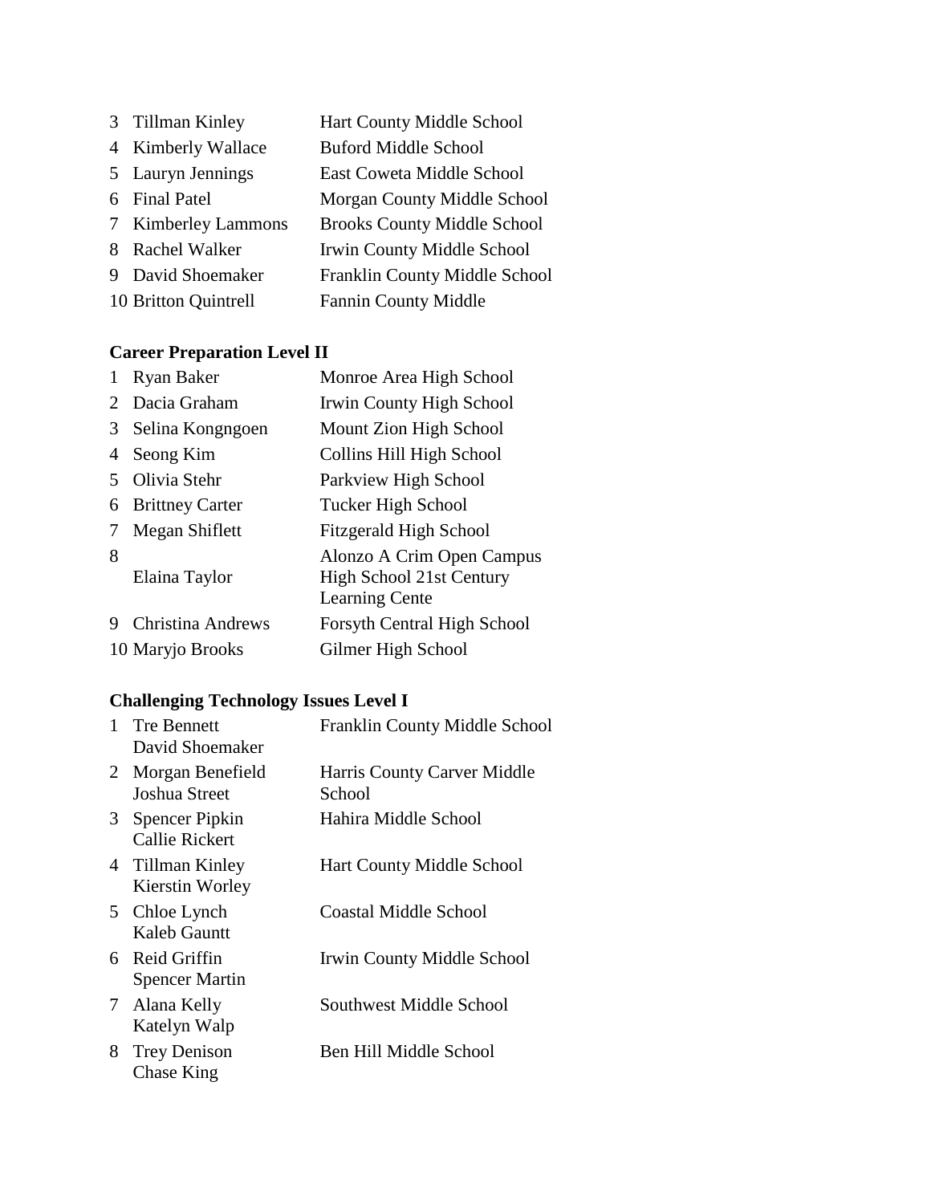| | | |
|---|---|---|
| 3 | Tillman Kinley | Hart County Middle School |
| 4 | Kimberly Wallace | Buford Middle School |
| 5 | Lauryn Jennings | East Coweta Middle School |
| 6 | Final Patel | Morgan County Middle School |
| 7 | Kimberley Lammons | Brooks County Middle School |
| 8 | Rachel Walker | Irwin County Middle School |
| 9 | David Shoemaker | Franklin County Middle School |
| 10 | Britton Quintrell | Fannin County Middle |

**Career Preparation Level II**

| | | |
|---|---|---|
| 1 | Ryan Baker | Monroe Area High School |
| 2 | Dacia Graham | Irwin County High School |
| 3 | Selina Kongngoen | Mount Zion High School |
| 4 | Seong Kim | Collins Hill High School |
| 5 | Olivia Stehr | Parkview High School |
| 6 | Brittney Carter | Tucker High School |
| 7 | Megan Shiflett | Fitzgerald High School |
| 8 | Elaina Taylor | Alonzo A Crim Open Campus High School 21st Century Learning Cente |
| 9 | Christina Andrews | Forsyth Central High School |
| 10 | Maryjo Brooks | Gilmer High School |

**Challenging Technology Issues Level I**

| | | |
|---|---|---|
| 1 | Tre Bennett<br>David Shoemaker | Franklin County Middle School |
| 2 | Morgan Benefield<br>Joshua Street | Harris County Carver Middle School |
| 3 | Spencer Pipkin<br>Callie Rickert | Hahira Middle School |
| 4 | Tillman Kinley<br>Kierstin Worley | Hart County Middle School |
| 5 | Chloe Lynch<br>Kaleb Gauntt | Coastal Middle School |
| 6 | Reid Griffin<br>Spencer Martin | Irwin County Middle School |
| 7 | Alana Kelly<br>Katelyn Walp | Southwest Middle School |
| 8 | Trey Denison<br>Chase King | Ben Hill Middle School |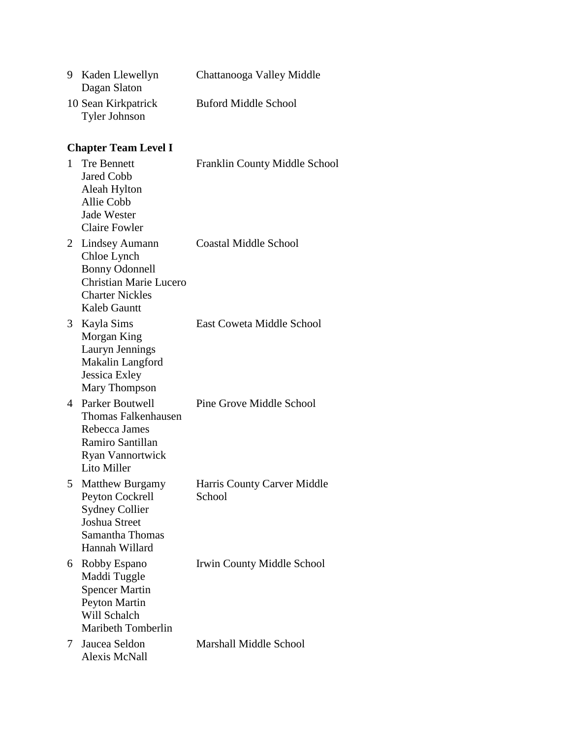| | | |
|---|---|---|
| 9 | Kaden Llewellyn<br>Dagan Slaton | Chattanooga Valley Middle |
| 10 | Sean Kirkpatrick<br>Tyler Johnson | Buford Middle School |

**Chapter Team Level I**

| | | |
|---|---|---|
| 1 | Tre Bennett<br>Jared Cobb<br>Aleah Hylton<br>Allie Cobb<br>Jade Wester<br>Claire Fowler | Franklin County Middle School |
| 2 | Lindsey Aumann<br>Chloe Lynch<br>Bonny Odonnell<br>Christian Marie Lucero<br>Charter Nickles<br>Kaleb Gauntt | Coastal Middle School |
| 3 | Kayla Sims<br>Morgan King<br>Lauryn Jennings<br>Makalin Langford<br>Jessica Exley<br>Mary Thompson | East Coweta Middle School |
| 4 | Parker Boutwell<br>Thomas Falkenhausen<br>Rebecca James<br>Ramiro Santillan<br>Ryan Vannortwick<br>Lito Miller | Pine Grove Middle School |
| 5 | Matthew Burgamy<br>Peyton Cockrell<br>Sydney Collier<br>Joshua Street<br>Samantha Thomas<br>Hannah Willard | Harris County Carver Middle School |
| 6 | Robby Espano<br>Maddi Tuggle<br>Spencer Martin<br>Peyton Martin<br>Will Schalch<br>Maribeth Tomberlin | Irwin County Middle School |
| 7 | Jaucea Seldon<br>Alexis McNall | Marshall Middle School |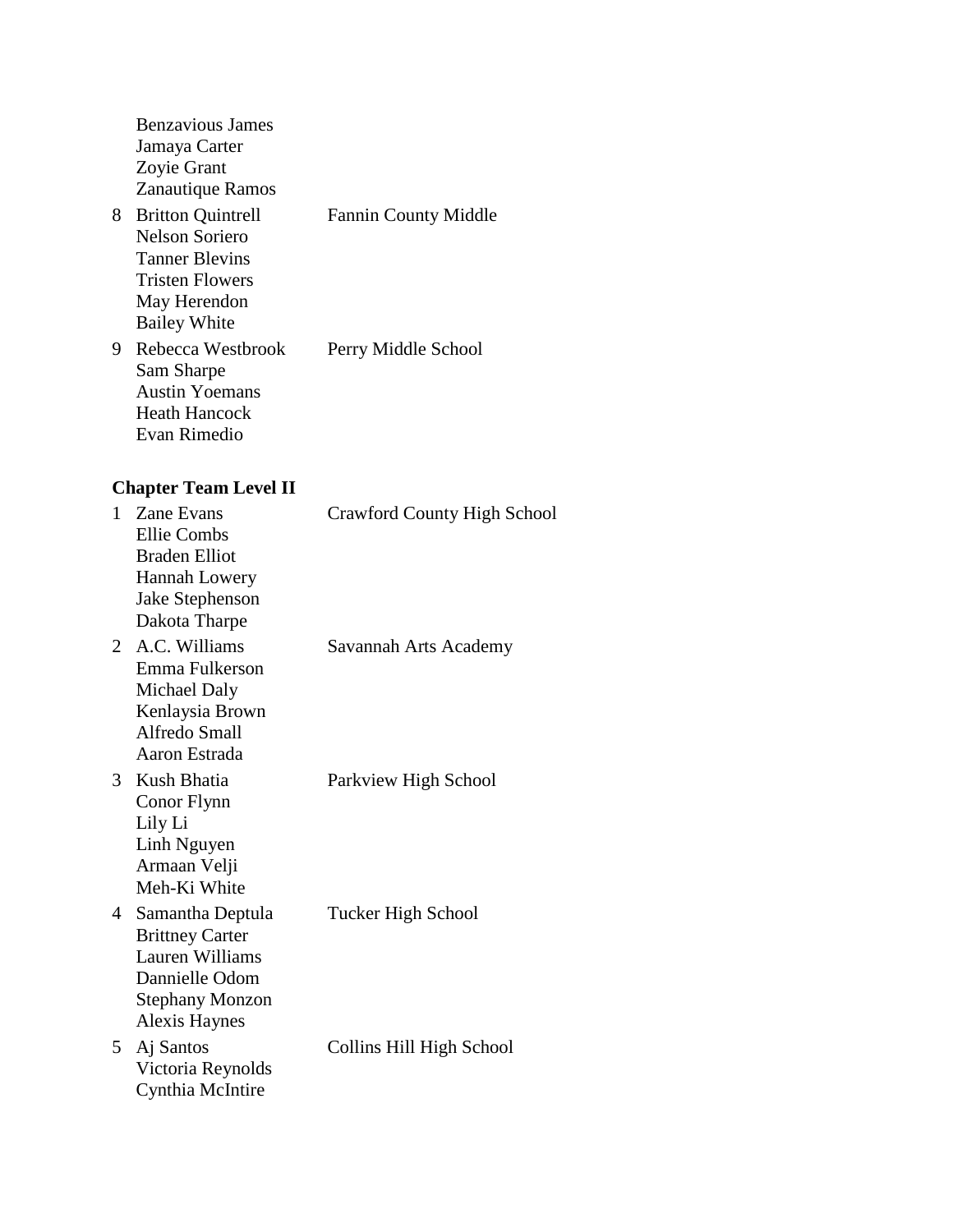Benzavious James
Jamaya Carter
Zoyie Grant
Zanautique Ramos

8 Britton Quintrell — Fannin County Middle
Nelson Soriero
Tanner Blevins
Tristen Flowers
May Herendon
Bailey White

9 Rebecca Westbrook — Perry Middle School
Sam Sharpe
Austin Yoemans
Heath Hancock
Evan Rimedio

**Chapter Team Level II**

1 Zane Evans — Crawford County High School
Ellie Combs
Braden Elliot
Hannah Lowery
Jake Stephenson
Dakota Tharpe

2 A.C. Williams — Savannah Arts Academy
Emma Fulkerson
Michael Daly
Kenlaysia Brown
Alfredo Small
Aaron Estrada

3 Kush Bhatia — Parkview High School
Conor Flynn
Lily Li
Linh Nguyen
Armaan Velji
Meh-Ki White

4 Samantha Deptula — Tucker High School
Brittney Carter
Lauren Williams
Dannielle Odom
Stephany Monzon
Alexis Haynes

5 Aj Santos — Collins Hill High School
Victoria Reynolds
Cynthia McIntire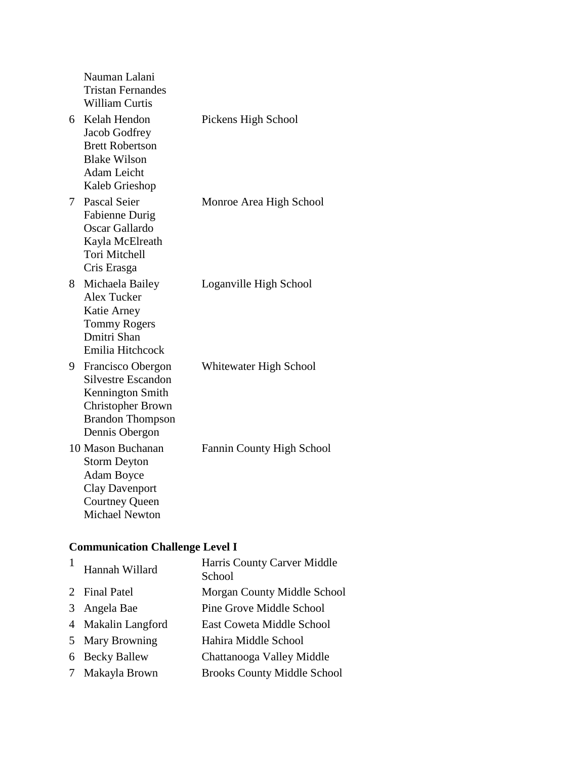| | | |
|---|---|---|
| | Nauman Lalani<br>Tristan Fernandes<br>William Curtis | |
| 6 | Kelah Hendon<br>Jacob Godfrey<br>Brett Robertson<br>Blake Wilson<br>Adam Leicht<br>Kaleb Grieshop | Pickens High School |
| 7 | Pascal Seier<br>Fabienne Durig<br>Oscar Gallardo<br>Kayla McElreath<br>Tori Mitchell<br>Cris Erasga | Monroe Area High School |
| 8 | Michaela Bailey<br>Alex Tucker<br>Katie Arney<br>Tommy Rogers<br>Dmitri Shan<br>Emilia Hitchcock | Loganville High School |
| 9 | Francisco Obergon<br>Silvestre Escandon<br>Kennington Smith<br>Christopher Brown<br>Brandon Thompson<br>Dennis Obergon | Whitewater High School |
| 10 | Mason Buchanan<br>Storm Deyton<br>Adam Boyce<br>Clay Davenport<br>Courtney Queen<br>Michael Newton | Fannin County High School |

**Communication Challenge Level I**

| | | |
|---|---|---|
| 1 | Hannah Willard | Harris County Carver Middle School |
| 2 | Final Patel | Morgan County Middle School |
| 3 | Angela Bae | Pine Grove Middle School |
| 4 | Makalin Langford | East Coweta Middle School |
| 5 | Mary Browning | Hahira Middle School |
| 6 | Becky Ballew | Chattanooga Valley Middle |
| 7 | Makayla Brown | Brooks County Middle School |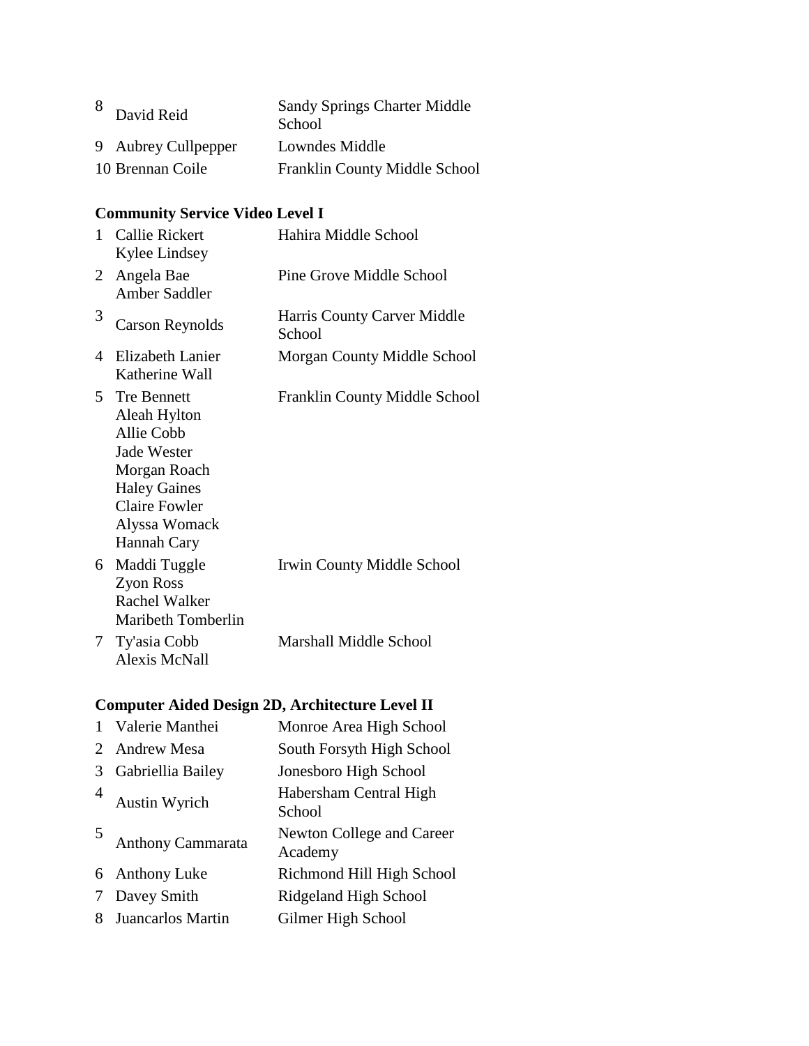| | | |
|---|---|---|
| 8 | David Reid | Sandy Springs Charter Middle School |
| 9 | Aubrey Cullpepper | Lowndes Middle |
| 10 | Brennan Coile | Franklin County Middle School |

**Community Service Video Level I**

| | | |
|---|---|---|
| 1 | Callie Rickert<br>Kylee Lindsey | Hahira Middle School |
| 2 | Angela Bae<br>Amber Saddler | Pine Grove Middle School |
| 3 | Carson Reynolds | Harris County Carver Middle School |
| 4 | Elizabeth Lanier<br>Katherine Wall | Morgan County Middle School |
| 5 | Tre Bennett<br>Aleah Hylton<br>Allie Cobb<br>Jade Wester<br>Morgan Roach<br>Haley Gaines<br>Claire Fowler<br>Alyssa Womack<br>Hannah Cary | Franklin County Middle School |
| 6 | Maddi Tuggle<br>Zyon Ross<br>Rachel Walker<br>Maribeth Tomberlin | Irwin County Middle School |
| 7 | Ty'asia Cobb<br>Alexis McNall | Marshall Middle School |

**Computer Aided Design 2D, Architecture Level II**

| | | |
|---|---|---|
| 1 | Valerie Manthei | Monroe Area High School |
| 2 | Andrew Mesa | South Forsyth High School |
| 3 | Gabriellia Bailey | Jonesboro High School |
| 4 | Austin Wyrich | Habersham Central High School |
| 5 | Anthony Cammarata | Newton College and Career Academy |
| 6 | Anthony Luke | Richmond Hill High School |
| 7 | Davey Smith | Ridgeland High School |
| 8 | Juancarlos Martin | Gilmer High School |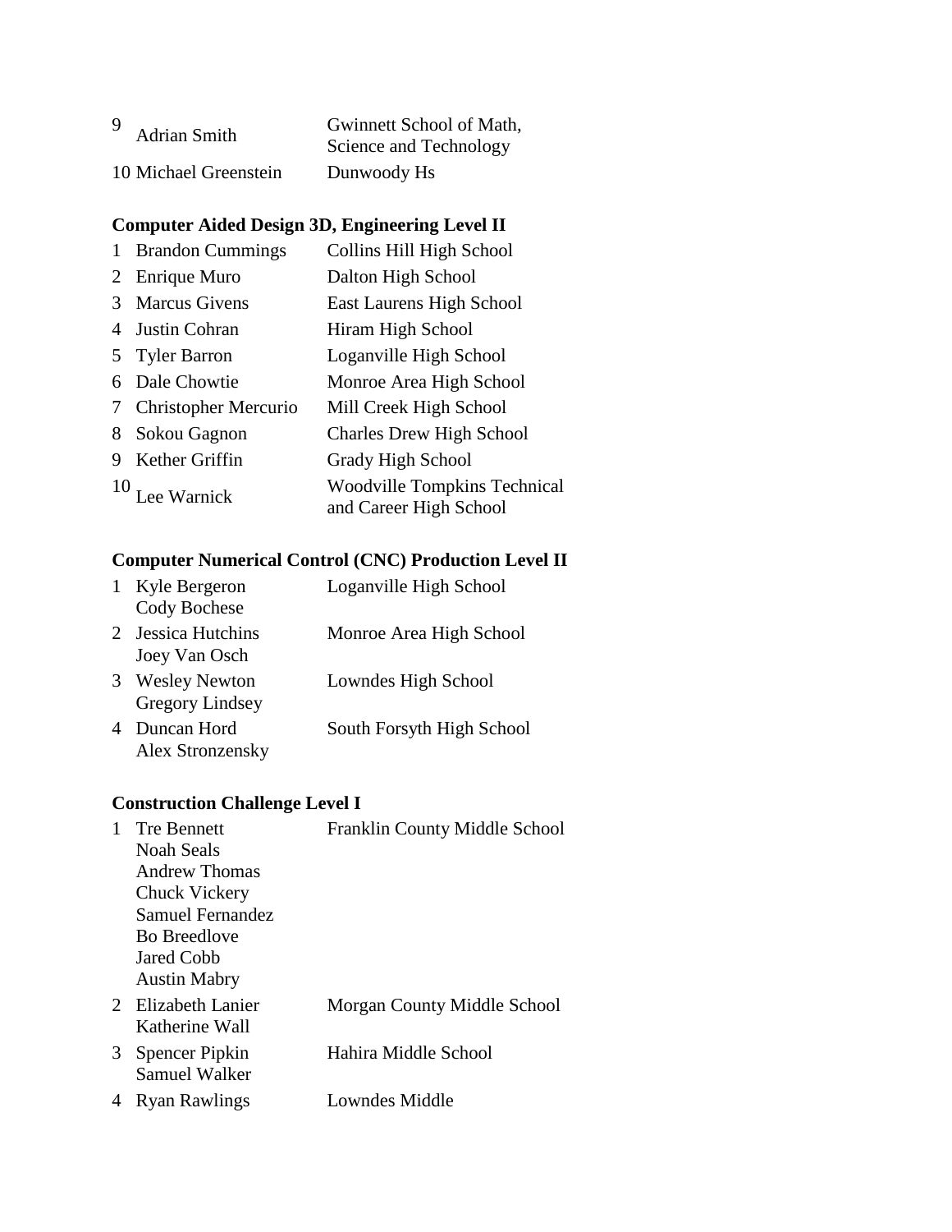| | | |
|---|---|---|
| 9 | Adrian Smith | Gwinnett School of Math, Science and Technology |
| 10 | Michael Greenstein | Dunwoody Hs |

**Computer Aided Design 3D, Engineering Level II**

| | | |
|---|---|---|
| 1 | Brandon Cummings | Collins Hill High School |
| 2 | Enrique Muro | Dalton High School |
| 3 | Marcus Givens | East Laurens High School |
| 4 | Justin Cohran | Hiram High School |
| 5 | Tyler Barron | Loganville High School |
| 6 | Dale Chowtie | Monroe Area High School |
| 7 | Christopher Mercurio | Mill Creek High School |
| 8 | Sokou Gagnon | Charles Drew High School |
| 9 | Kether Griffin | Grady High School |
| 10 | Lee Warnick | Woodville Tompkins Technical and Career High School |

**Computer Numerical Control (CNC) Production Level II**

| | | |
|---|---|---|
| 1 | Kyle Bergeron<br>Cody Bochese | Loganville High School |
| 2 | Jessica Hutchins<br>Joey Van Osch | Monroe Area High School |
| 3 | Wesley Newton<br>Gregory Lindsey | Lowndes High School |
| 4 | Duncan Hord<br>Alex Stronzensky | South Forsyth High School |

**Construction Challenge Level I**

| | | |
|---|---|---|
| 1 | Tre Bennett<br>Noah Seals<br>Andrew Thomas<br>Chuck Vickery<br>Samuel Fernandez<br>Bo Breedlove<br>Jared Cobb<br>Austin Mabry | Franklin County Middle School |
| 2 | Elizabeth Lanier<br>Katherine Wall | Morgan County Middle School |
| 3 | Spencer Pipkin<br>Samuel Walker | Hahira Middle School |
| 4 | Ryan Rawlings | Lowndes Middle |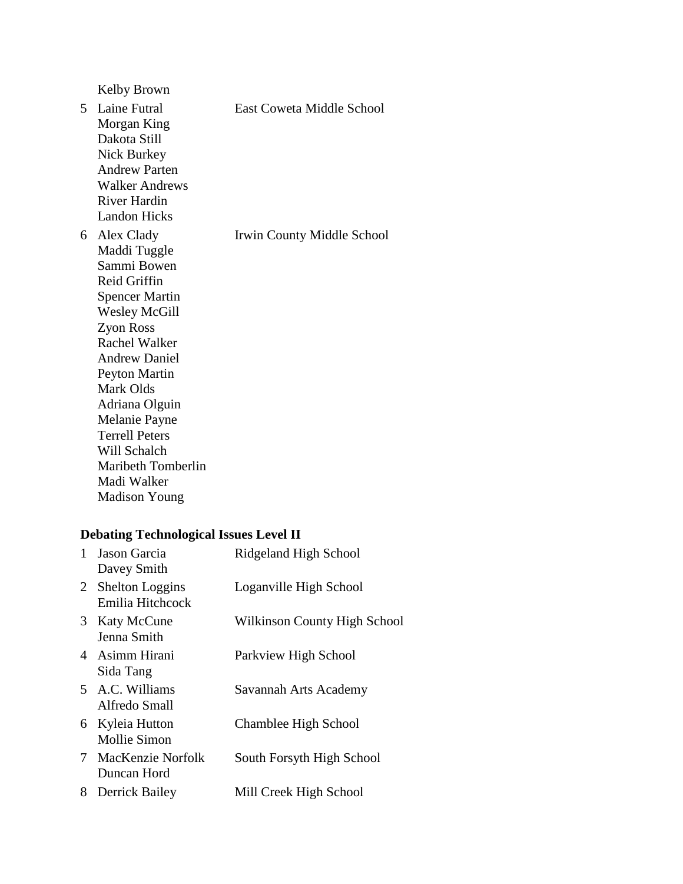Kelby Brown

| | | |
|---|---|---|
| 5 | Laine Futral<br>Morgan King<br>Dakota Still<br>Nick Burkey<br>Andrew Parten<br>Walker Andrews<br>River Hardin<br>Landon Hicks | East Coweta Middle School |
| 6 | Alex Clady<br>Maddi Tuggle<br>Sammi Bowen<br>Reid Griffin<br>Spencer Martin<br>Wesley McGill<br>Zyon Ross<br>Rachel Walker<br>Andrew Daniel<br>Peyton Martin<br>Mark Olds<br>Adriana Olguin<br>Melanie Payne<br>Terrell Peters<br>Will Schalch<br>Maribeth Tomberlin<br>Madi Walker<br>Madison Young | Irwin County Middle School |

**Debating Technological Issues Level II**

| | | |
|---|---|---|
| 1 | Jason Garcia<br>Davey Smith | Ridgeland High School |
| 2 | Shelton Loggins<br>Emilia Hitchcock | Loganville High School |
| 3 | Katy McCune<br>Jenna Smith | Wilkinson County High School |
| 4 | Asimm Hirani<br>Sida Tang | Parkview High School |
| 5 | A.C. Williams<br>Alfredo Small | Savannah Arts Academy |
| 6 | Kyleia Hutton<br>Mollie Simon | Chamblee High School |
| 7 | MacKenzie Norfolk<br>Duncan Hord | South Forsyth High School |
| 8 | Derrick Bailey | Mill Creek High School |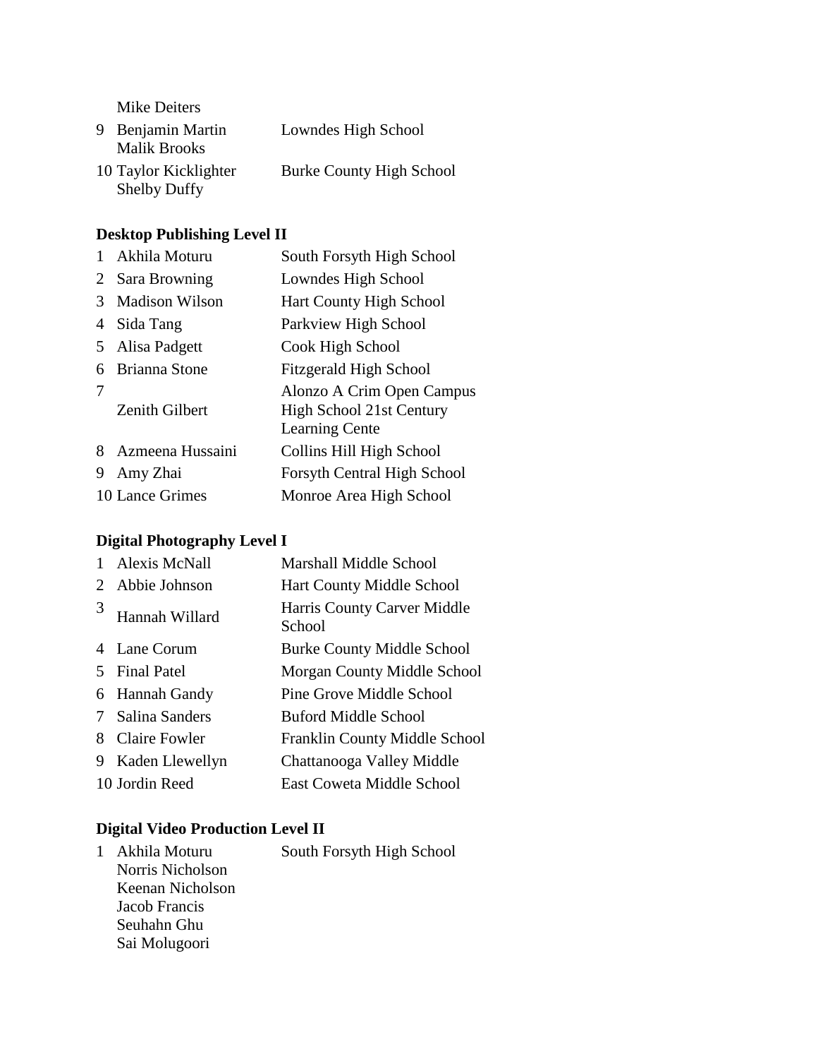| | | |
|---|---|---|
| | Mike Deiters | |
| 9 | Benjamin Martin<br>Malik Brooks | Lowndes High School |
| 10 | Taylor Kicklighter<br>Shelby Duffy | Burke County High School |

**Desktop Publishing Level II**

| | | |
|---|---|---|
| 1 | Akhila Moturu | South Forsyth High School |
| 2 | Sara Browning | Lowndes High School |
| 3 | Madison Wilson | Hart County High School |
| 4 | Sida Tang | Parkview High School |
| 5 | Alisa Padgett | Cook High School |
| 6 | Brianna Stone | Fitzgerald High School |
| 7 | Zenith Gilbert | Alonzo A Crim Open Campus High School 21st Century Learning Cente |
| 8 | Azmeena Hussaini | Collins Hill High School |
| 9 | Amy Zhai | Forsyth Central High School |
| 10 | Lance Grimes | Monroe Area High School |

**Digital Photography Level I**

| | | |
|---|---|---|
| 1 | Alexis McNall | Marshall Middle School |
| 2 | Abbie Johnson | Hart County Middle School |
| 3 | Hannah Willard | Harris County Carver Middle School |
| 4 | Lane Corum | Burke County Middle School |
| 5 | Final Patel | Morgan County Middle School |
| 6 | Hannah Gandy | Pine Grove Middle School |
| 7 | Salina Sanders | Buford Middle School |
| 8 | Claire Fowler | Franklin County Middle School |
| 9 | Kaden Llewellyn | Chattanooga Valley Middle |
| 10 | Jordin Reed | East Coweta Middle School |

**Digital Video Production Level II**

| | | |
|---|---|---|
| 1 | Akhila Moturu<br>Norris Nicholson<br>Keenan Nicholson<br>Jacob Francis<br>Seuhahn Ghu<br>Sai Molugoori | South Forsyth High School |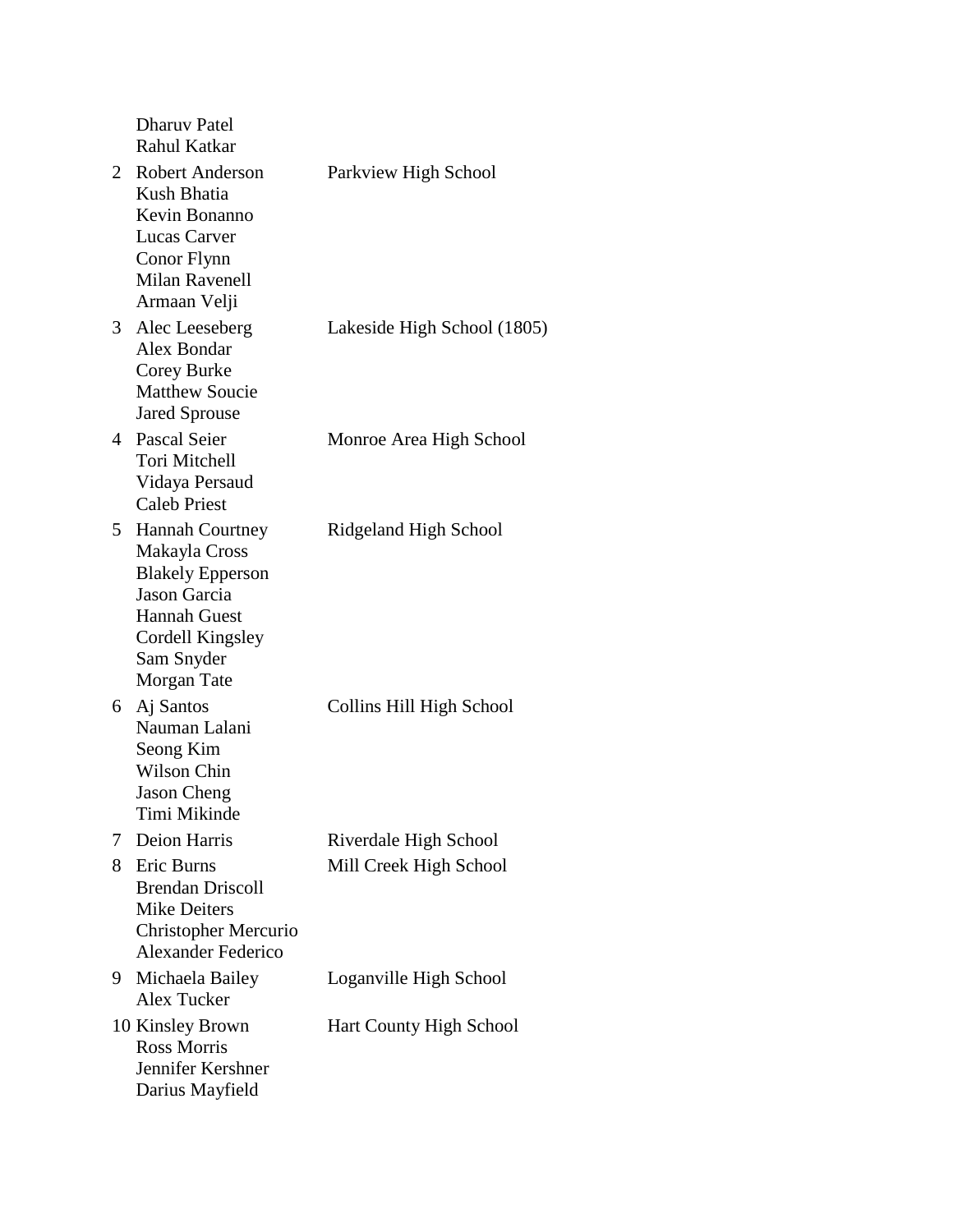| | Names | School |
|---|---|---|
| | Dharuv Patel<br>Rahul Katkar | |
| 2 | Robert Anderson<br>Kush Bhatia<br>Kevin Bonanno<br>Lucas Carver<br>Conor Flynn<br>Milan Ravenell<br>Armaan Velji | Parkview High School |
| 3 | Alec Leeseberg<br>Alex Bondar<br>Corey Burke<br>Matthew Soucie<br>Jared Sprouse | Lakeside High School (1805) |
| 4 | Pascal Seier<br>Tori Mitchell<br>Vidaya Persaud<br>Caleb Priest | Monroe Area High School |
| 5 | Hannah Courtney<br>Makayla Cross<br>Blakely Epperson<br>Jason Garcia<br>Hannah Guest<br>Cordell Kingsley<br>Sam Snyder<br>Morgan Tate | Ridgeland High School |
| 6 | Aj Santos<br>Nauman Lalani<br>Seong Kim<br>Wilson Chin<br>Jason Cheng<br>Timi Mikinde | Collins Hill High School |
| 7 | Deion Harris | Riverdale High School |
| 8 | Eric Burns<br>Brendan Driscoll<br>Mike Deiters<br>Christopher Mercurio<br>Alexander Federico | Mill Creek High School |
| 9 | Michaela Bailey<br>Alex Tucker | Loganville High School |
| 10 | Kinsley Brown<br>Ross Morris<br>Jennifer Kershner<br>Darius Mayfield | Hart County High School |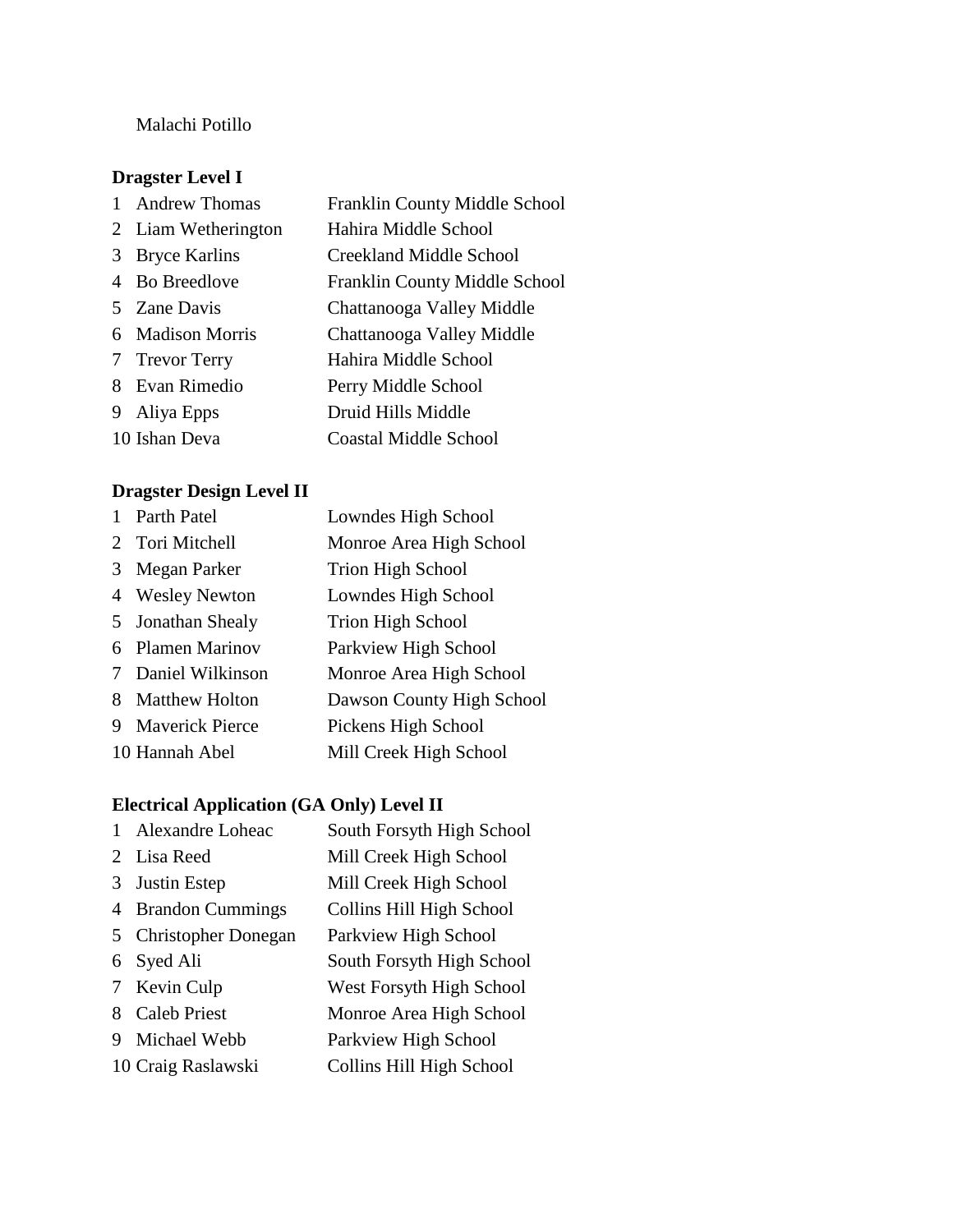Malachi Potillo

**Dragster Level I**

| | | |
|---|---|---|
| 1 | Andrew Thomas | Franklin County Middle School |
| 2 | Liam Wetherington | Hahira Middle School |
| 3 | Bryce Karlins | Creekland Middle School |
| 4 | Bo Breedlove | Franklin County Middle School |
| 5 | Zane Davis | Chattanooga Valley Middle |
| 6 | Madison Morris | Chattanooga Valley Middle |
| 7 | Trevor Terry | Hahira Middle School |
| 8 | Evan Rimedio | Perry Middle School |
| 9 | Aliya Epps | Druid Hills Middle |
| 10 | Ishan Deva | Coastal Middle School |

**Dragster Design Level II**

| | | |
|---|---|---|
| 1 | Parth Patel | Lowndes High School |
| 2 | Tori Mitchell | Monroe Area High School |
| 3 | Megan Parker | Trion High School |
| 4 | Wesley Newton | Lowndes High School |
| 5 | Jonathan Shealy | Trion High School |
| 6 | Plamen Marinov | Parkview High School |
| 7 | Daniel Wilkinson | Monroe Area High School |
| 8 | Matthew Holton | Dawson County High School |
| 9 | Maverick Pierce | Pickens High School |
| 10 | Hannah Abel | Mill Creek High School |

**Electrical Application (GA Only) Level II**

| | | |
|---|---|---|
| 1 | Alexandre Loheac | South Forsyth High School |
| 2 | Lisa Reed | Mill Creek High School |
| 3 | Justin Estep | Mill Creek High School |
| 4 | Brandon Cummings | Collins Hill High School |
| 5 | Christopher Donegan | Parkview High School |
| 6 | Syed Ali | South Forsyth High School |
| 7 | Kevin Culp | West Forsyth High School |
| 8 | Caleb Priest | Monroe Area High School |
| 9 | Michael Webb | Parkview High School |
| 10 | Craig Raslawski | Collins Hill High School |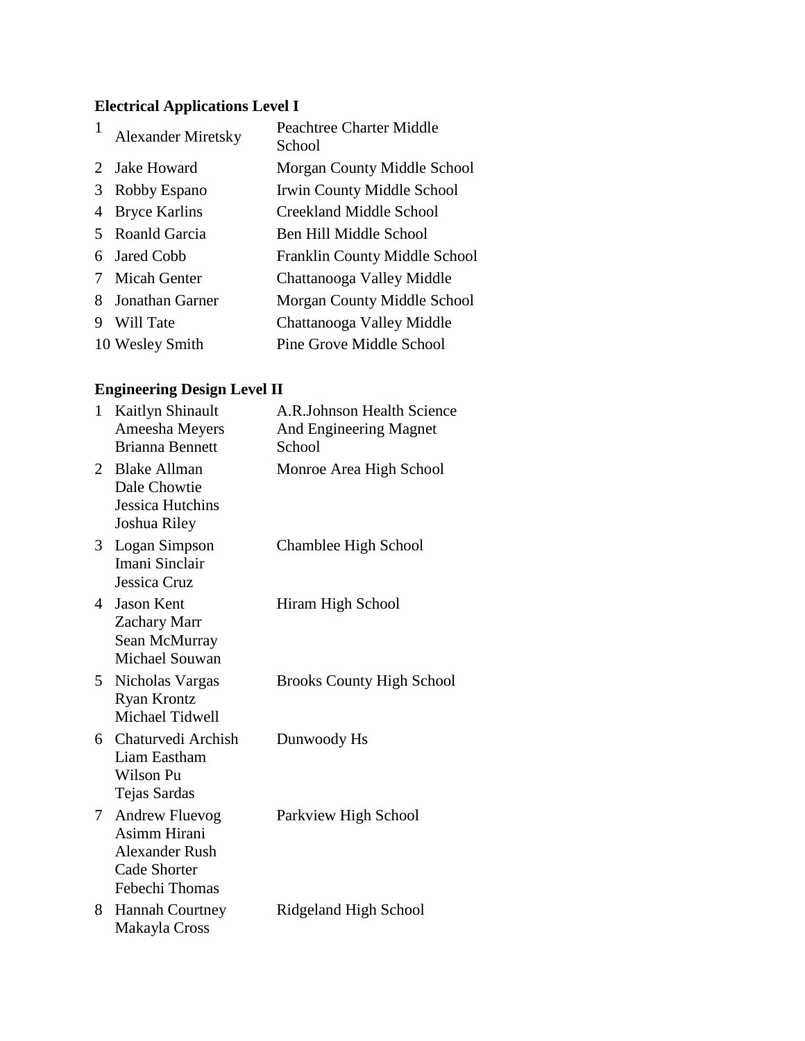**Electrical Applications Level I**

| | | |
|---|---|---|
| 1 | Alexander Miretsky | Peachtree Charter Middle School |
| 2 | Jake Howard | Morgan County Middle School |
| 3 | Robby Espano | Irwin County Middle School |
| 4 | Bryce Karlins | Creekland Middle School |
| 5 | Roanld Garcia | Ben Hill Middle School |
| 6 | Jared Cobb | Franklin County Middle School |
| 7 | Micah Genter | Chattanooga Valley Middle |
| 8 | Jonathan Garner | Morgan County Middle School |
| 9 | Will Tate | Chattanooga Valley Middle |
| 10 | Wesley Smith | Pine Grove Middle School |

**Engineering Design Level II**

| | | |
|---|---|---|
| 1 | Kaitlyn Shinault<br>Ameesha Meyers<br>Brianna Bennett | A.R.Johnson Health Science And Engineering Magnet School |
| 2 | Blake Allman<br>Dale Chowtie<br>Jessica Hutchins<br>Joshua Riley | Monroe Area High School |
| 3 | Logan Simpson<br>Imani Sinclair<br>Jessica Cruz | Chamblee High School |
| 4 | Jason Kent<br>Zachary Marr<br>Sean McMurray<br>Michael Souwan | Hiram High School |
| 5 | Nicholas Vargas<br>Ryan Krontz<br>Michael Tidwell | Brooks County High School |
| 6 | Chaturvedi Archish<br>Liam Eastham<br>Wilson Pu<br>Tejas Sardas | Dunwoody Hs |
| 7 | Andrew Fluevog<br>Asimm Hirani<br>Alexander Rush<br>Cade Shorter<br>Febechi Thomas | Parkview High School |
| 8 | Hannah Courtney<br>Makayla Cross | Ridgeland High School |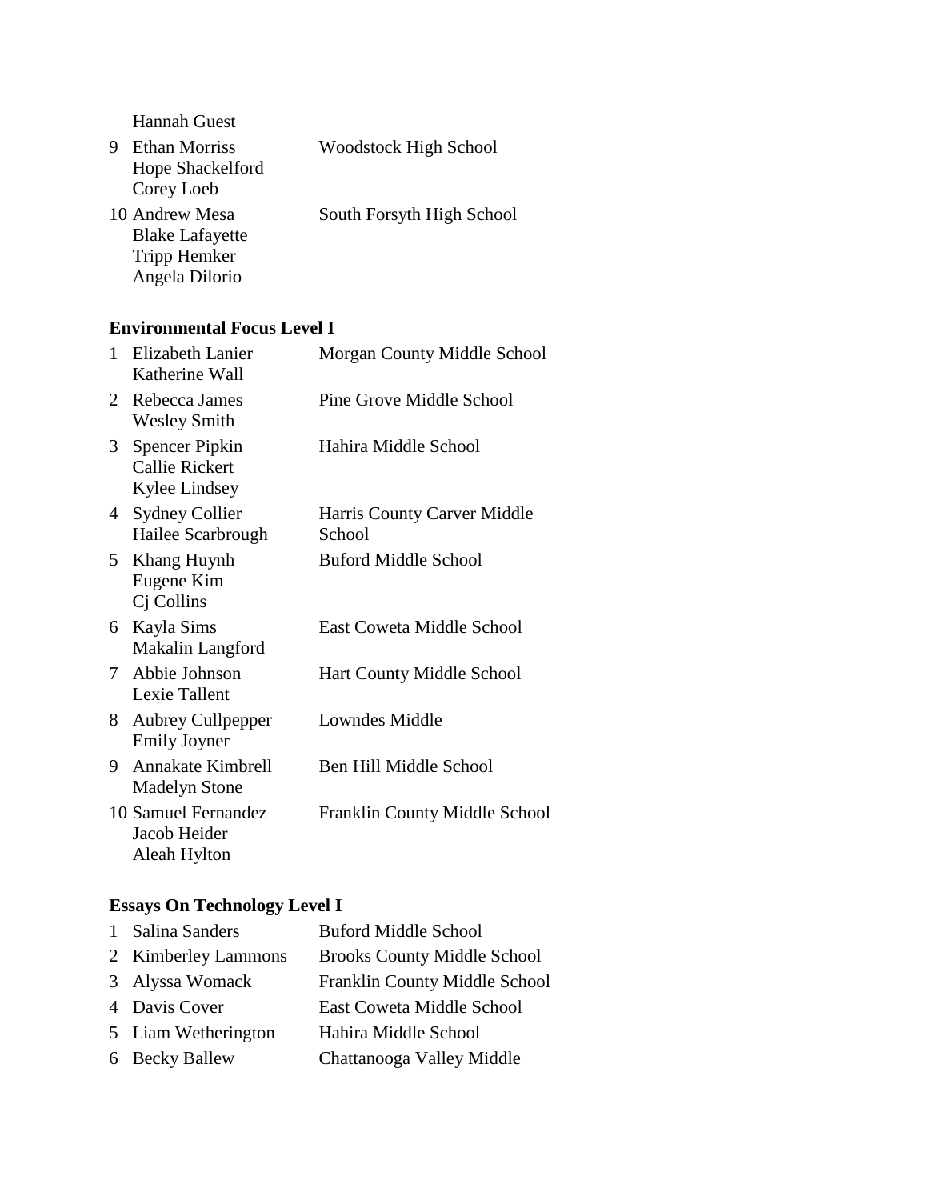| | | |
|---|---|---|
| | Hannah Guest | |
| 9 | Ethan Morriss<br>Hope Shackelford<br>Corey Loeb | Woodstock High School |
| 10 | Andrew Mesa<br>Blake Lafayette<br>Tripp Hemker<br>Angela Dilorio | South Forsyth High School |

**Environmental Focus Level I**

| | | |
|---|---|---|
| 1 | Elizabeth Lanier<br>Katherine Wall | Morgan County Middle School |
| 2 | Rebecca James<br>Wesley Smith | Pine Grove Middle School |
| 3 | Spencer Pipkin<br>Callie Rickert<br>Kylee Lindsey | Hahira Middle School |
| 4 | Sydney Collier<br>Hailee Scarbrough | Harris County Carver Middle School |
| 5 | Khang Huynh<br>Eugene Kim<br>Cj Collins | Buford Middle School |
| 6 | Kayla Sims<br>Makalin Langford | East Coweta Middle School |
| 7 | Abbie Johnson<br>Lexie Tallent | Hart County Middle School |
| 8 | Aubrey Cullpepper<br>Emily Joyner | Lowndes Middle |
| 9 | Annakate Kimbrell<br>Madelyn Stone | Ben Hill Middle School |
| 10 | Samuel Fernandez<br>Jacob Heider<br>Aleah Hylton | Franklin County Middle School |

**Essays On Technology Level I**

| | | |
|---|---|---|
| 1 | Salina Sanders | Buford Middle School |
| 2 | Kimberley Lammons | Brooks County Middle School |
| 3 | Alyssa Womack | Franklin County Middle School |
| 4 | Davis Cover | East Coweta Middle School |
| 5 | Liam Wetherington | Hahira Middle School |
| 6 | Becky Ballew | Chattanooga Valley Middle |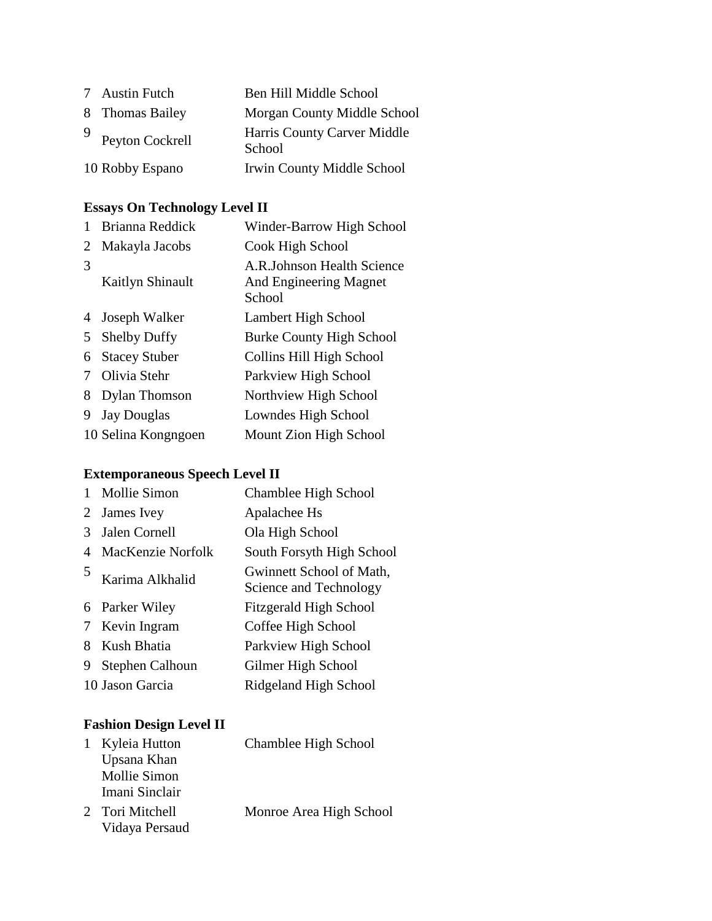| | | |
|---|---|---|
| 7 | Austin Futch | Ben Hill Middle School |
| 8 | Thomas Bailey | Morgan County Middle School |
| 9 | Peyton Cockrell | Harris County Carver Middle School |
| 10 | Robby Espano | Irwin County Middle School |

### Essays On Technology Level II

| | | |
|---|---|---|
| 1 | Brianna Reddick | Winder-Barrow High School |
| 2 | Makayla Jacobs | Cook High School |
| 3 | Kaitlyn Shinault | A.R.Johnson Health Science And Engineering Magnet School |
| 4 | Joseph Walker | Lambert High School |
| 5 | Shelby Duffy | Burke County High School |
| 6 | Stacey Stuber | Collins Hill High School |
| 7 | Olivia Stehr | Parkview High School |
| 8 | Dylan Thomson | Northview High School |
| 9 | Jay Douglas | Lowndes High School |
| 10 | Selina Kongngoen | Mount Zion High School |

### Extemporaneous Speech Level II

| | | |
|---|---|---|
| 1 | Mollie Simon | Chamblee High School |
| 2 | James Ivey | Apalachee Hs |
| 3 | Jalen Cornell | Ola High School |
| 4 | MacKenzie Norfolk | South Forsyth High School |
| 5 | Karima Alkhalid | Gwinnett School of Math, Science and Technology |
| 6 | Parker Wiley | Fitzgerald High School |
| 7 | Kevin Ingram | Coffee High School |
| 8 | Kush Bhatia | Parkview High School |
| 9 | Stephen Calhoun | Gilmer High School |
| 10 | Jason Garcia | Ridgeland High School |

### Fashion Design Level II

| | | |
|---|---|---|
| 1 | Kyleia Hutton<br>Upsana Khan<br>Mollie Simon<br>Imani Sinclair | Chamblee High School |
| 2 | Tori Mitchell<br>Vidaya Persaud | Monroe Area High School |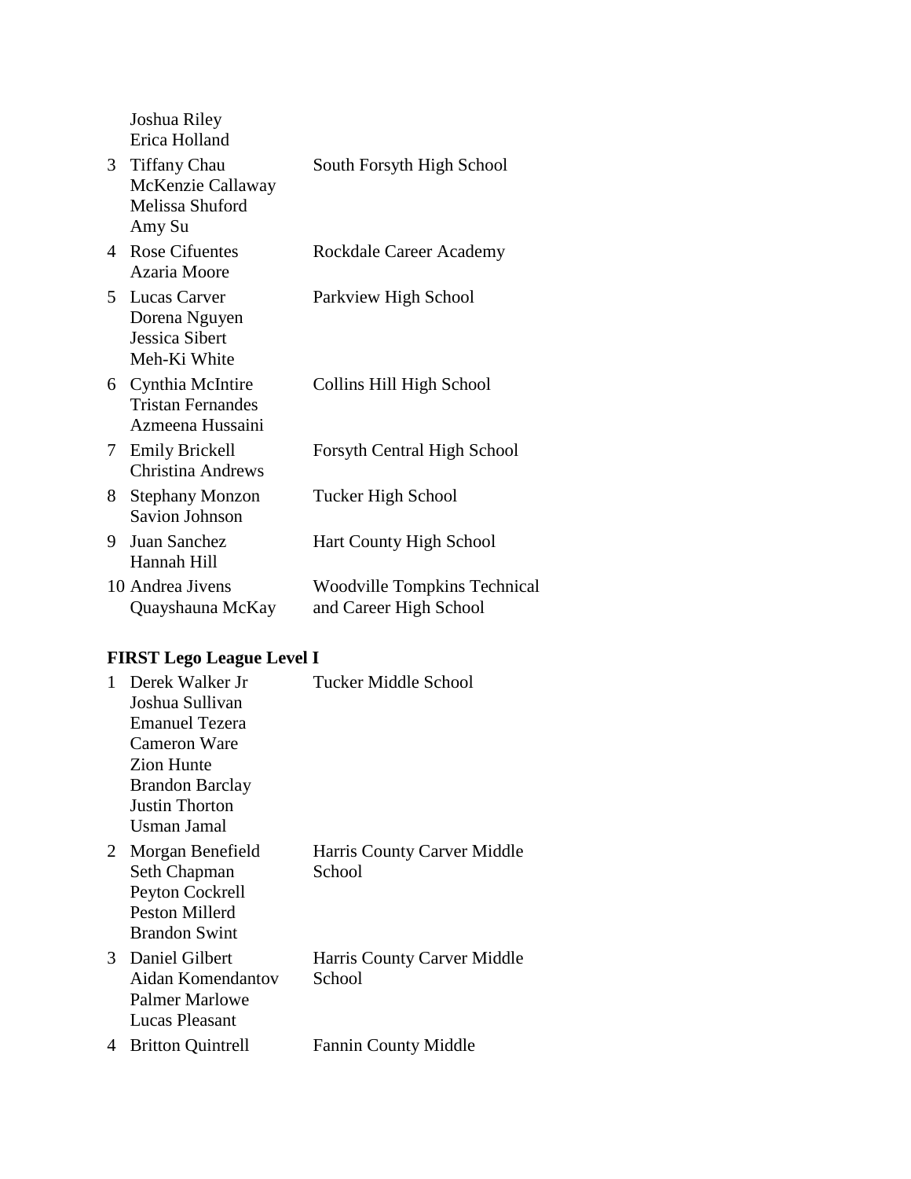| | | |
|---|---|---|
| | Joshua Riley<br>Erica Holland | |
| 3 | Tiffany Chau<br>McKenzie Callaway<br>Melissa Shuford<br>Amy Su | South Forsyth High School |
| 4 | Rose Cifuentes<br>Azaria Moore | Rockdale Career Academy |
| 5 | Lucas Carver<br>Dorena Nguyen<br>Jessica Sibert<br>Meh-Ki White | Parkview High School |
| 6 | Cynthia McIntire<br>Tristan Fernandes<br>Azmeena Hussaini | Collins Hill High School |
| 7 | Emily Brickell<br>Christina Andrews | Forsyth Central High School |
| 8 | Stephany Monzon<br>Savion Johnson | Tucker High School |
| 9 | Juan Sanchez<br>Hannah Hill | Hart County High School |
| 10 | Andrea Jivens<br>Quayshauna McKay | Woodville Tompkins Technical and Career High School |

**FIRST Lego League Level I**

| | | |
|---|---|---|
| 1 | Derek Walker Jr<br>Joshua Sullivan<br>Emanuel Tezera<br>Cameron Ware<br>Zion Hunte<br>Brandon Barclay<br>Justin Thorton<br>Usman Jamal | Tucker Middle School |
| 2 | Morgan Benefield<br>Seth Chapman<br>Peyton Cockrell<br>Peston Millerd<br>Brandon Swint | Harris County Carver Middle School |
| 3 | Daniel Gilbert<br>Aidan Komendantov<br>Palmer Marlowe<br>Lucas Pleasant | Harris County Carver Middle School |
| 4 | Britton Quintrell | Fannin County Middle |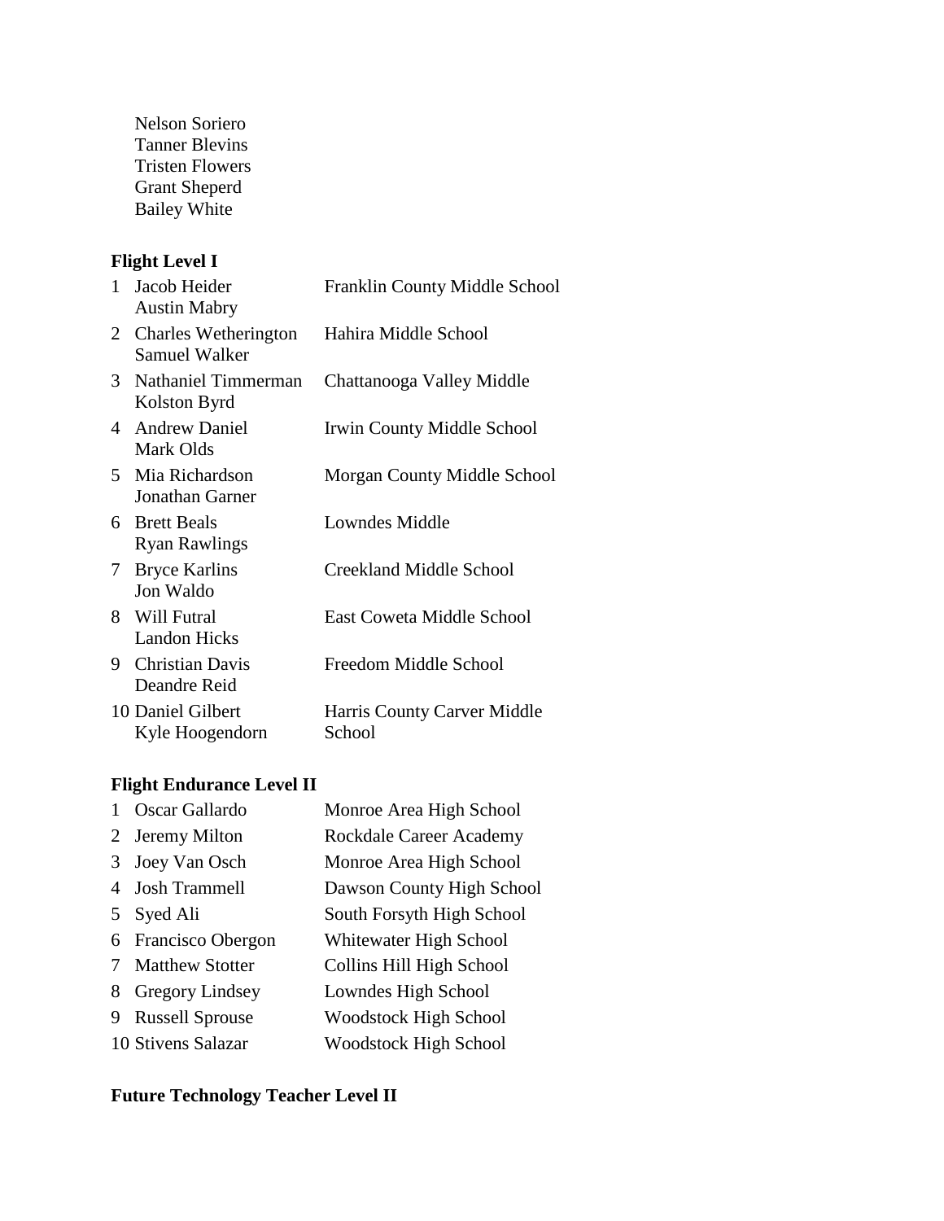Nelson Soriero
Tanner Blevins
Tristen Flowers
Grant Sheperd
Bailey White

**Flight Level I**

| | | |
|---|---|---|
| 1 | Jacob Heider<br>Austin Mabry | Franklin County Middle School |
| 2 | Charles Wetherington<br>Samuel Walker | Hahira Middle School |
| 3 | Nathaniel Timmerman<br>Kolston Byrd | Chattanooga Valley Middle |
| 4 | Andrew Daniel<br>Mark Olds | Irwin County Middle School |
| 5 | Mia Richardson<br>Jonathan Garner | Morgan County Middle School |
| 6 | Brett Beals<br>Ryan Rawlings | Lowndes Middle |
| 7 | Bryce Karlins<br>Jon Waldo | Creekland Middle School |
| 8 | Will Futral<br>Landon Hicks | East Coweta Middle School |
| 9 | Christian Davis<br>Deandre Reid | Freedom Middle School |
| 10 | Daniel Gilbert<br>Kyle Hoogendorn | Harris County Carver Middle School |

**Flight Endurance Level II**

| | | |
|---|---|---|
| 1 | Oscar Gallardo | Monroe Area High School |
| 2 | Jeremy Milton | Rockdale Career Academy |
| 3 | Joey Van Osch | Monroe Area High School |
| 4 | Josh Trammell | Dawson County High School |
| 5 | Syed Ali | South Forsyth High School |
| 6 | Francisco Obergon | Whitewater High School |
| 7 | Matthew Stotter | Collins Hill High School |
| 8 | Gregory Lindsey | Lowndes High School |
| 9 | Russell Sprouse | Woodstock High School |
| 10 | Stivens Salazar | Woodstock High School |

**Future Technology Teacher Level II**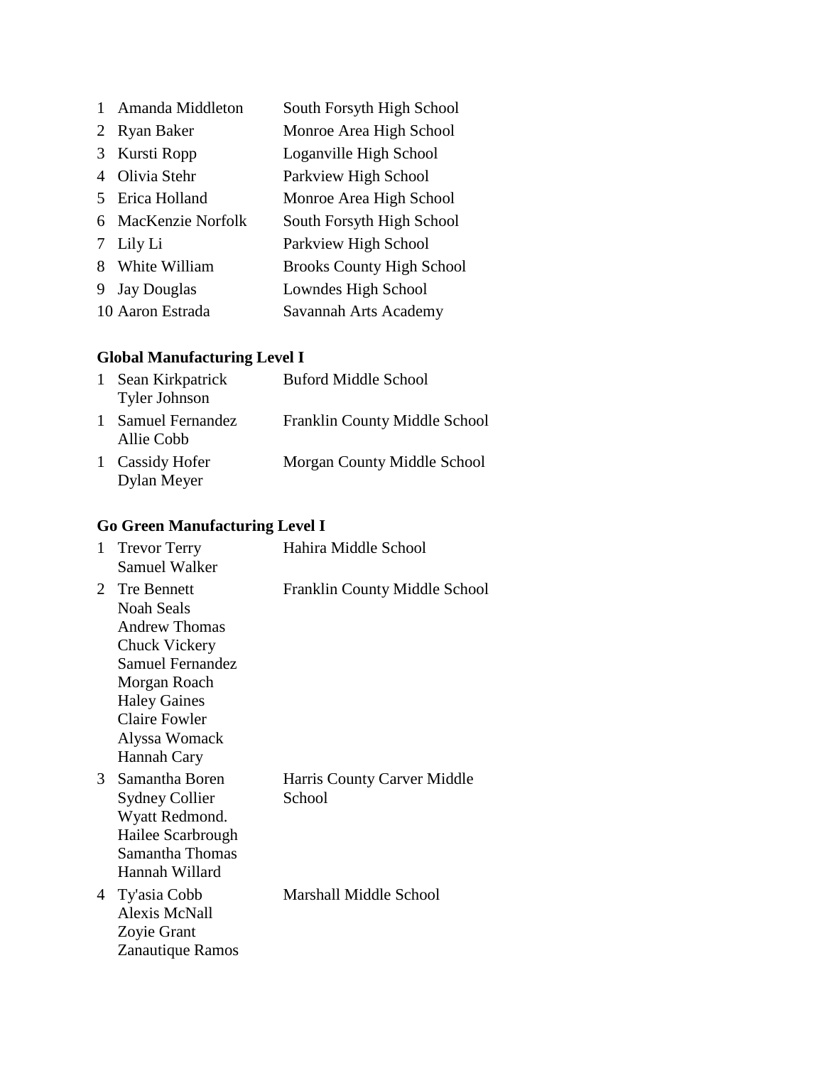| | | |
|---|---|---|
| 1 | Amanda Middleton | South Forsyth High School |
| 2 | Ryan Baker | Monroe Area High School |
| 3 | Kursti Ropp | Loganville High School |
| 4 | Olivia Stehr | Parkview High School |
| 5 | Erica Holland | Monroe Area High School |
| 6 | MacKenzie Norfolk | South Forsyth High School |
| 7 | Lily Li | Parkview High School |
| 8 | White William | Brooks County High School |
| 9 | Jay Douglas | Lowndes High School |
| 10 | Aaron Estrada | Savannah Arts Academy |

**Global Manufacturing Level I**

| | | |
|---|---|---|
| 1 | Sean Kirkpatrick<br>Tyler Johnson | Buford Middle School |
| 1 | Samuel Fernandez<br>Allie Cobb | Franklin County Middle School |
| 1 | Cassidy Hofer<br>Dylan Meyer | Morgan County Middle School |

**Go Green Manufacturing Level I**

| | | |
|---|---|---|
| 1 | Trevor Terry<br>Samuel Walker | Hahira Middle School |
| 2 | Tre Bennett<br>Noah Seals<br>Andrew Thomas<br>Chuck Vickery<br>Samuel Fernandez<br>Morgan Roach<br>Haley Gaines<br>Claire Fowler<br>Alyssa Womack<br>Hannah Cary | Franklin County Middle School |
| 3 | Samantha Boren<br>Sydney Collier<br>Wyatt Redmond.<br>Hailee Scarbrough<br>Samantha Thomas<br>Hannah Willard | Harris County Carver Middle School |
| 4 | Ty'asia Cobb<br>Alexis McNall<br>Zoyie Grant<br>Zanautique Ramos | Marshall Middle School |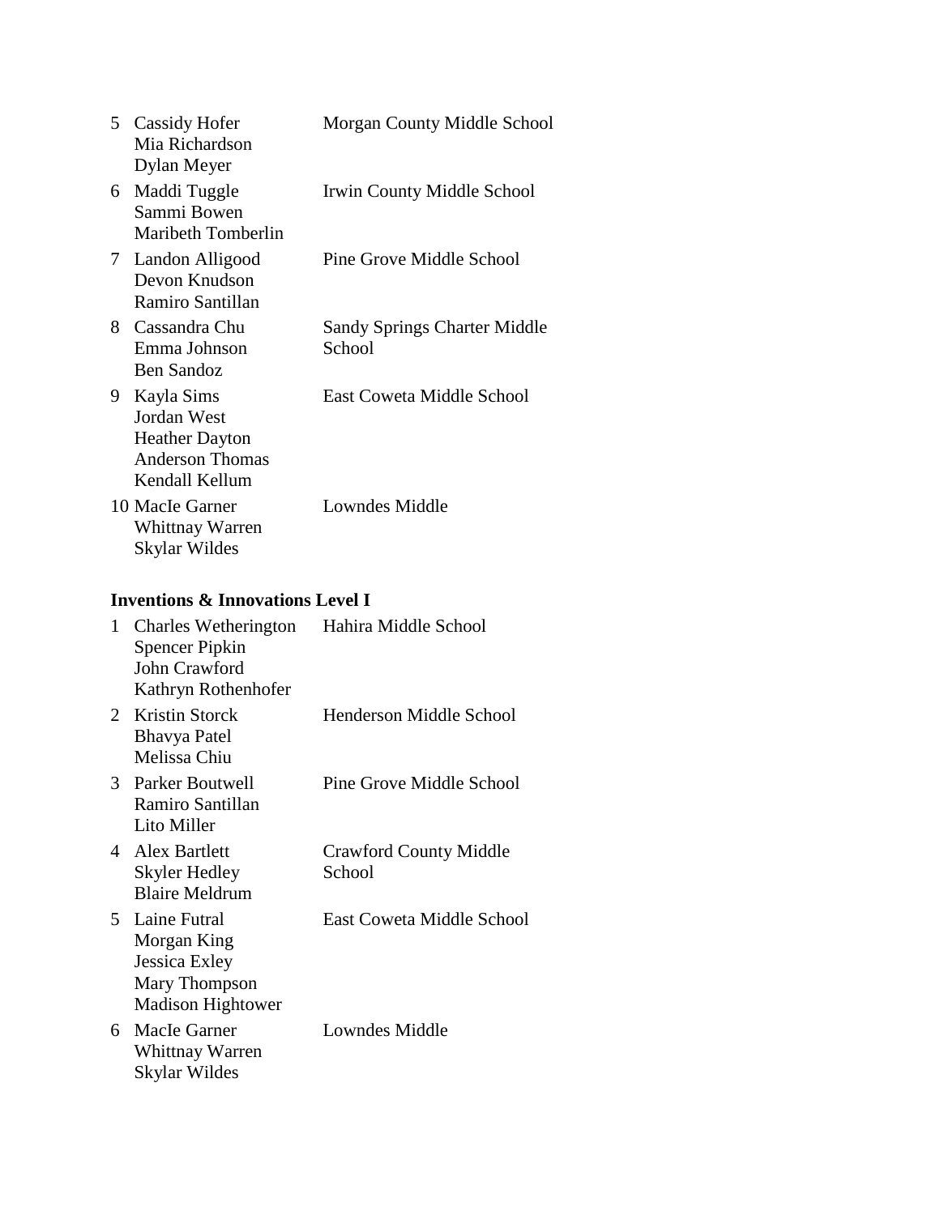| Rank | Team Members | School |
|---|---|---|
| 5 | Cassidy Hofer<br>Mia Richardson<br>Dylan Meyer | Morgan County Middle School |
| 6 | Maddi Tuggle<br>Sammi Bowen<br>Maribeth Tomberlin | Irwin County Middle School |
| 7 | Landon Alligood<br>Devon Knudson<br>Ramiro Santillan | Pine Grove Middle School |
| 8 | Cassandra Chu<br>Emma Johnson<br>Ben Sandoz | Sandy Springs Charter Middle School |
| 9 | Kayla Sims<br>Jordan West<br>Heather Dayton<br>Anderson Thomas<br>Kendall Kellum | East Coweta Middle School |
| 10 | MacIe Garner<br>Whittnay Warren<br>Skylar Wildes | Lowndes Middle |

**Inventions & Innovations Level I**

| Rank | Team Members | School |
|---|---|---|
| 1 | Charles Wetherington<br>Spencer Pipkin<br>John Crawford<br>Kathryn Rothenhofer | Hahira Middle School |
| 2 | Kristin Storck<br>Bhavya Patel<br>Melissa Chiu | Henderson Middle School |
| 3 | Parker Boutwell<br>Ramiro Santillan<br>Lito Miller | Pine Grove Middle School |
| 4 | Alex Bartlett<br>Skyler Hedley<br>Blaire Meldrum | Crawford County Middle School |
| 5 | Laine Futral<br>Morgan King<br>Jessica Exley<br>Mary Thompson<br>Madison Hightower | East Coweta Middle School |
| 6 | MacIe Garner<br>Whittnay Warren<br>Skylar Wildes | Lowndes Middle |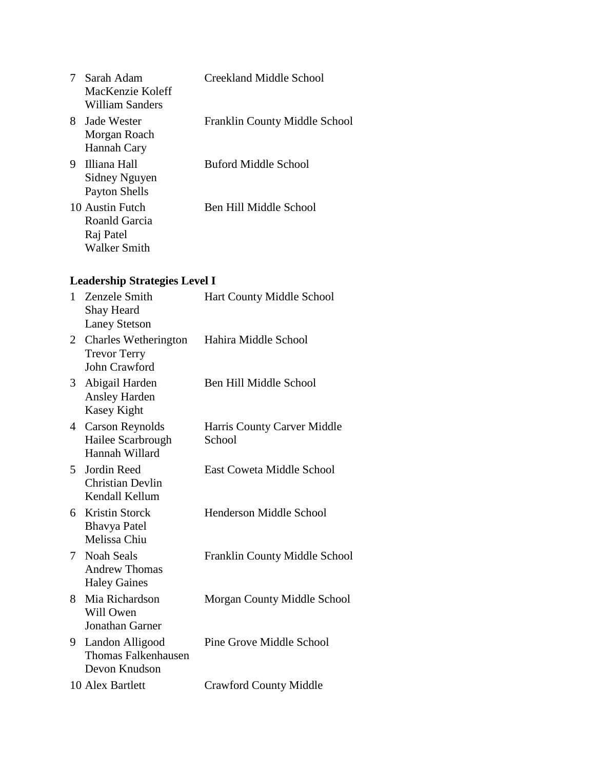| | | |
|---|---|---|
| 7 | Sarah Adam<br>MacKenzie Koleff<br>William Sanders | Creekland Middle School |
| 8 | Jade Wester<br>Morgan Roach<br>Hannah Cary | Franklin County Middle School |
| 9 | Illiana Hall<br>Sidney Nguyen<br>Payton Shells | Buford Middle School |
| 10 | Austin Futch<br>Roanld Garcia<br>Raj Patel<br>Walker Smith | Ben Hill Middle School |

**Leadership Strategies Level I**

| | | |
|---|---|---|
| 1 | Zenzele Smith<br>Shay Heard<br>Laney Stetson | Hart County Middle School |
| 2 | Charles Wetherington<br>Trevor Terry<br>John Crawford | Hahira Middle School |
| 3 | Abigail Harden<br>Ansley Harden<br>Kasey Kight | Ben Hill Middle School |
| 4 | Carson Reynolds<br>Hailee Scarbrough<br>Hannah Willard | Harris County Carver Middle School |
| 5 | Jordin Reed<br>Christian Devlin<br>Kendall Kellum | East Coweta Middle School |
| 6 | Kristin Storck<br>Bhavya Patel<br>Melissa Chiu | Henderson Middle School |
| 7 | Noah Seals<br>Andrew Thomas<br>Haley Gaines | Franklin County Middle School |
| 8 | Mia Richardson<br>Will Owen<br>Jonathan Garner | Morgan County Middle School |
| 9 | Landon Alligood<br>Thomas Falkenhausen<br>Devon Knudson | Pine Grove Middle School |
| 10 | Alex Bartlett | Crawford County Middle |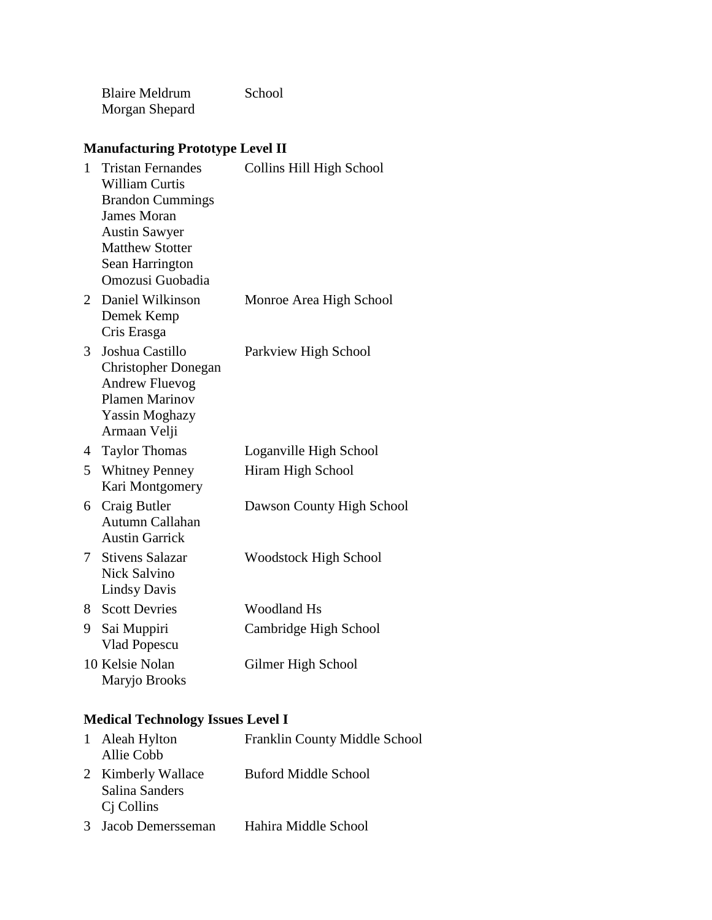| | Blaire Meldrum<br>Morgan Shepard | School |
|---|---|---|

**Manufacturing Prototype Level II**

| Place | Names | School |
|---|---|---|
| 1 | Tristan Fernandes<br>William Curtis<br>Brandon Cummings<br>James Moran<br>Austin Sawyer<br>Matthew Stotter<br>Sean Harrington<br>Omozusi Guobadia | Collins Hill High School |
| 2 | Daniel Wilkinson<br>Demek Kemp<br>Cris Erasga | Monroe Area High School |
| 3 | Joshua Castillo<br>Christopher Donegan<br>Andrew Fluevog<br>Plamen Marinov<br>Yassin Moghazy<br>Armaan Velji | Parkview High School |
| 4 | Taylor Thomas | Loganville High School |
| 5 | Whitney Penney<br>Kari Montgomery | Hiram High School |
| 6 | Craig Butler<br>Autumn Callahan<br>Austin Garrick | Dawson County High School |
| 7 | Stivens Salazar<br>Nick Salvino<br>Lindsy Davis | Woodstock High School |
| 8 | Scott Devries | Woodland Hs |
| 9 | Sai Muppiri<br>Vlad Popescu | Cambridge High School |
| 10 | Kelsie Nolan<br>Maryjo Brooks | Gilmer High School |

**Medical Technology Issues Level I**

| Place | Names | School |
|---|---|---|
| 1 | Aleah Hylton<br>Allie Cobb | Franklin County Middle School |
| 2 | Kimberly Wallace<br>Salina Sanders<br>Cj Collins | Buford Middle School |
| 3 | Jacob Demersseman | Hahira Middle School |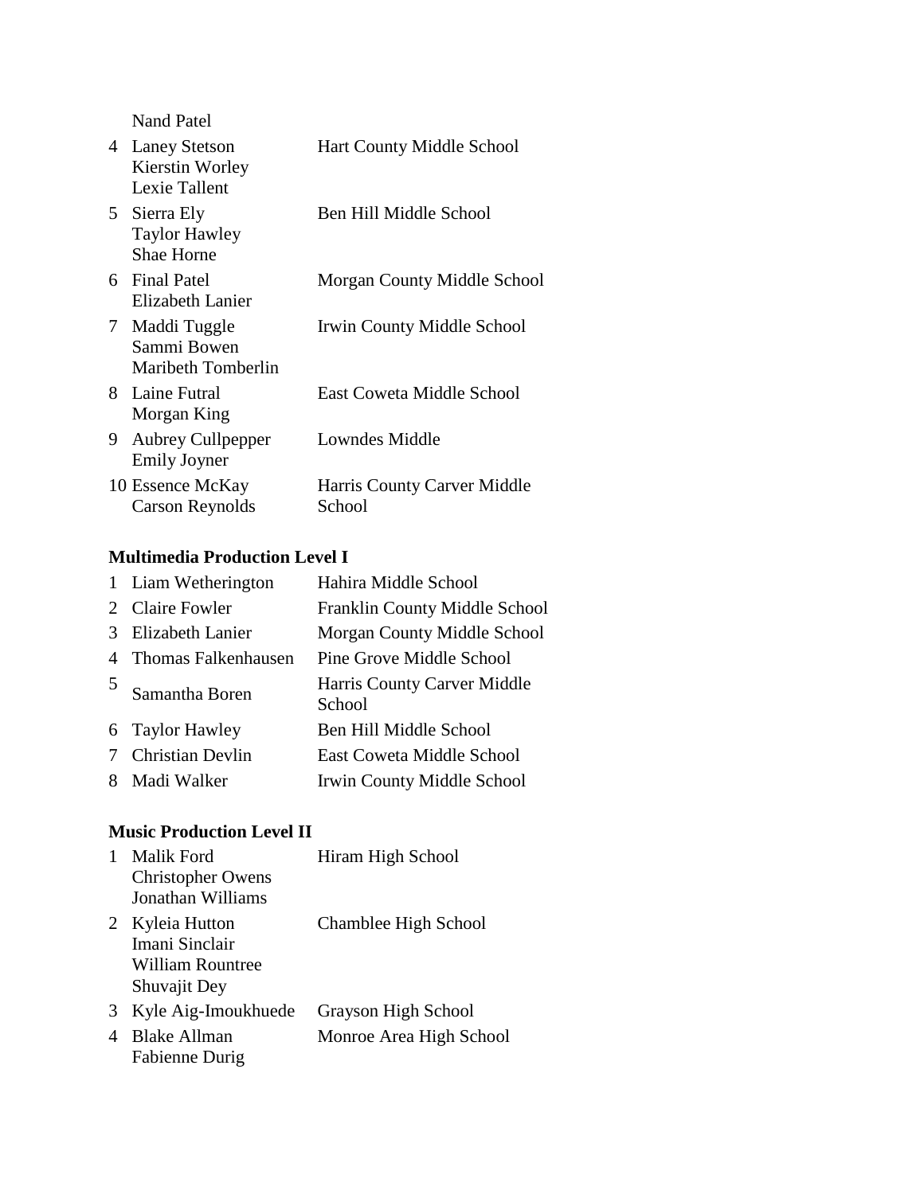| | | |
|---|---|---|
| | Nand Patel | |
| 4 | Laney Stetson<br>Kierstin Worley<br>Lexie Tallent | Hart County Middle School |
| 5 | Sierra Ely<br>Taylor Hawley<br>Shae Horne | Ben Hill Middle School |
| 6 | Final Patel<br>Elizabeth Lanier | Morgan County Middle School |
| 7 | Maddi Tuggle<br>Sammi Bowen<br>Maribeth Tomberlin | Irwin County Middle School |
| 8 | Laine Futral<br>Morgan King | East Coweta Middle School |
| 9 | Aubrey Cullpepper<br>Emily Joyner | Lowndes Middle |
| 10 | Essence McKay<br>Carson Reynolds | Harris County Carver Middle School |

**Multimedia Production Level I**

| | | |
|---|---|---|
| 1 | Liam Wetherington | Hahira Middle School |
| 2 | Claire Fowler | Franklin County Middle School |
| 3 | Elizabeth Lanier | Morgan County Middle School |
| 4 | Thomas Falkenhausen | Pine Grove Middle School |
| 5 | Samantha Boren | Harris County Carver Middle School |
| 6 | Taylor Hawley | Ben Hill Middle School |
| 7 | Christian Devlin | East Coweta Middle School |
| 8 | Madi Walker | Irwin County Middle School |

**Music Production Level II**

| | | |
|---|---|---|
| 1 | Malik Ford<br>Christopher Owens<br>Jonathan Williams | Hiram High School |
| 2 | Kyleia Hutton<br>Imani Sinclair<br>William Rountree<br>Shuvajit Dey | Chamblee High School |
| 3 | Kyle Aig-Imoukhuede | Grayson High School |
| 4 | Blake Allman<br>Fabienne Durig | Monroe Area High School |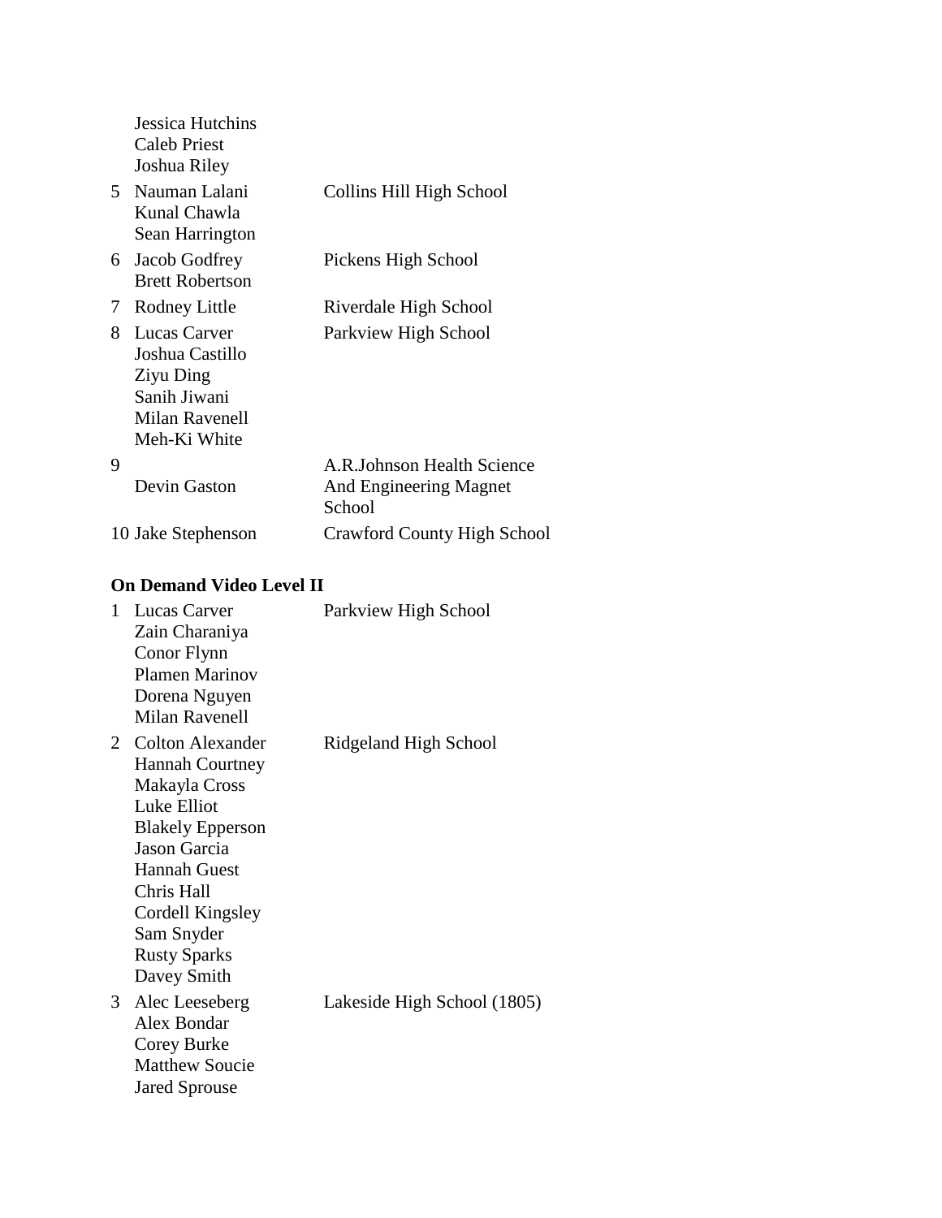| | | |
|---|---|---|
| | Jessica Hutchins<br>Caleb Priest<br>Joshua Riley | |
| 5 | Nauman Lalani<br>Kunal Chawla<br>Sean Harrington | Collins Hill High School |
| 6 | Jacob Godfrey<br>Brett Robertson | Pickens High School |
| 7 | Rodney Little | Riverdale High School |
| 8 | Lucas Carver<br>Joshua Castillo<br>Ziyu Ding<br>Sanih Jiwani<br>Milan Ravenell<br>Meh-Ki White | Parkview High School |
| 9 | Devin Gaston | A.R.Johnson Health Science And Engineering Magnet School |
| 10 | Jake Stephenson | Crawford County High School |

**On Demand Video Level II**

| | | |
|---|---|---|
| 1 | Lucas Carver<br>Zain Charaniya<br>Conor Flynn<br>Plamen Marinov<br>Dorena Nguyen<br>Milan Ravenell | Parkview High School |
| 2 | Colton Alexander<br>Hannah Courtney<br>Makayla Cross<br>Luke Elliot<br>Blakely Epperson<br>Jason Garcia<br>Hannah Guest<br>Chris Hall<br>Cordell Kingsley<br>Sam Snyder<br>Rusty Sparks<br>Davey Smith | Ridgeland High School |
| 3 | Alec Leeseberg<br>Alex Bondar<br>Corey Burke<br>Matthew Soucie<br>Jared Sprouse | Lakeside High School (1805) |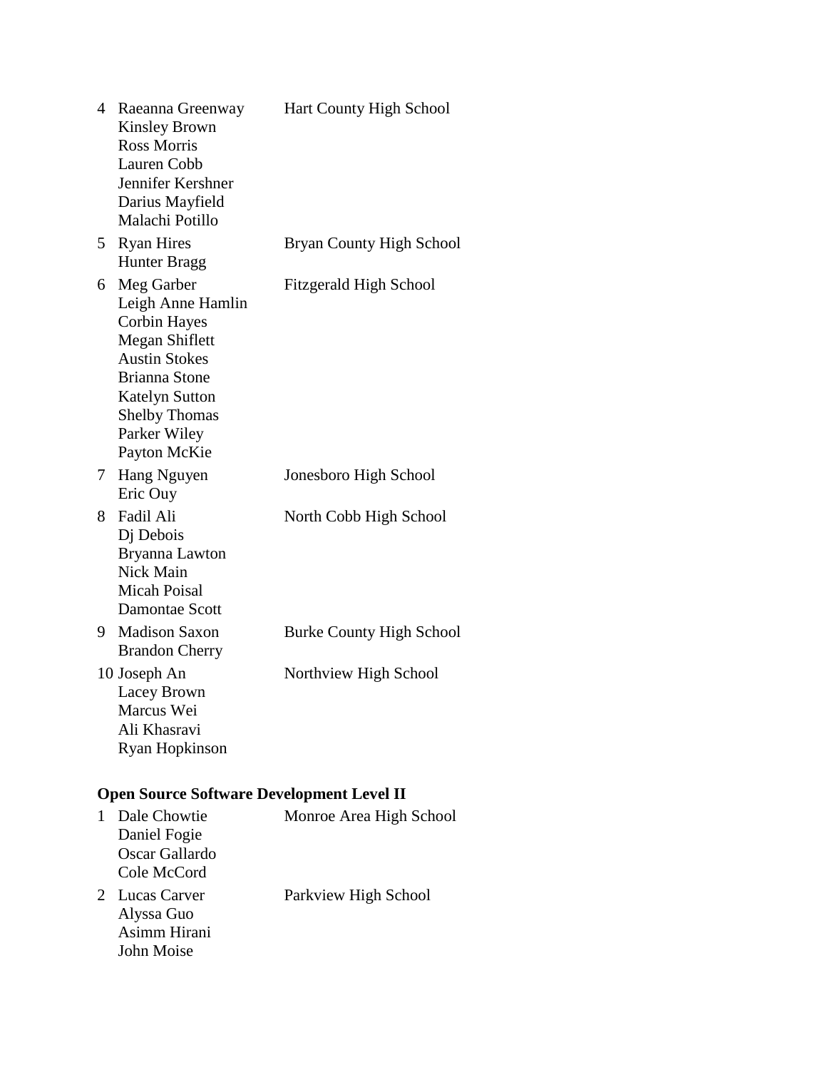| | | |
|---|---|---|
| 4 | Raeanna Greenway<br>Kinsley Brown<br>Ross Morris<br>Lauren Cobb<br>Jennifer Kershner<br>Darius Mayfield<br>Malachi Potillo | Hart County High School |
| 5 | Ryan Hires<br>Hunter Bragg | Bryan County High School |
| 6 | Meg Garber<br>Leigh Anne Hamlin<br>Corbin Hayes<br>Megan Shiflett<br>Austin Stokes<br>Brianna Stone<br>Katelyn Sutton<br>Shelby Thomas<br>Parker Wiley<br>Payton McKie | Fitzgerald High School |
| 7 | Hang Nguyen<br>Eric Ouy | Jonesboro High School |
| 8 | Fadil Ali<br>Dj Debois<br>Bryanna Lawton<br>Nick Main<br>Micah Poisal<br>Damontae Scott | North Cobb High School |
| 9 | Madison Saxon<br>Brandon Cherry | Burke County High School |
| 10 | Joseph An<br>Lacey Brown<br>Marcus Wei<br>Ali Khasravi<br>Ryan Hopkinson | Northview High School |

**Open Source Software Development Level II**

| | | |
|---|---|---|
| 1 | Dale Chowtie<br>Daniel Fogie<br>Oscar Gallardo<br>Cole McCord | Monroe Area High School |
| 2 | Lucas Carver<br>Alyssa Guo<br>Asimm Hirani<br>John Moise | Parkview High School |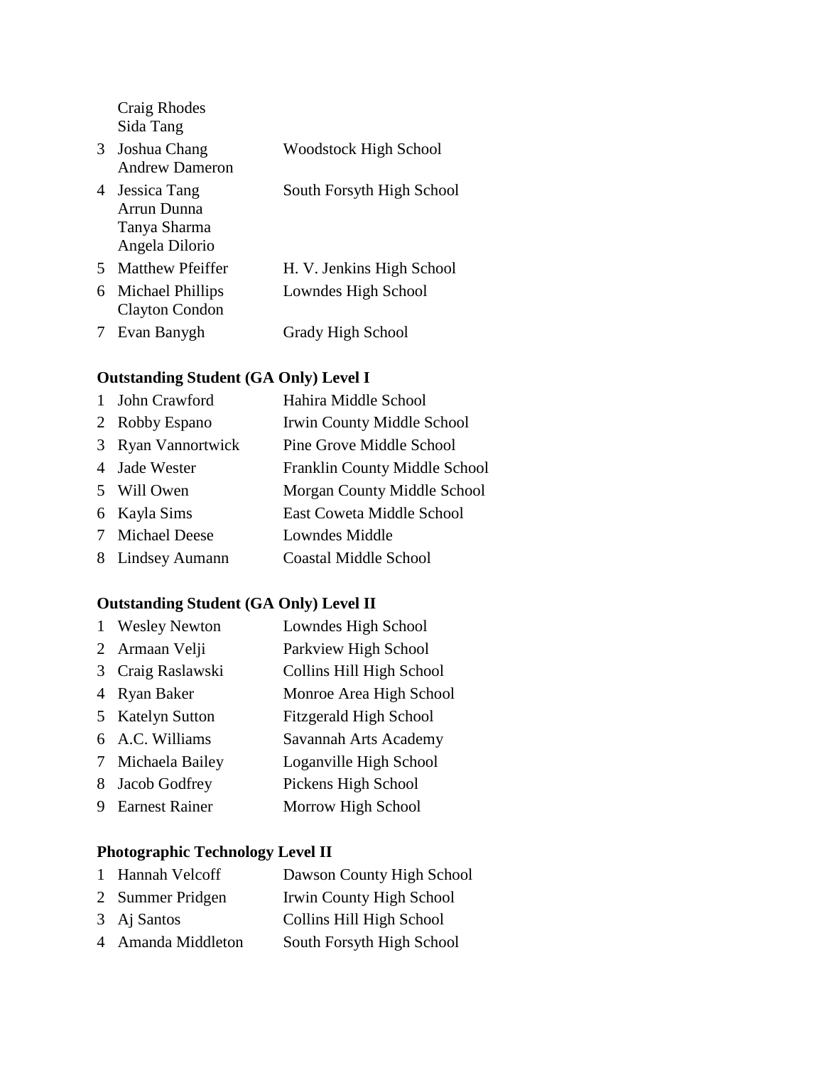| | | |
|---|---|---|
| | Craig Rhodes<br>Sida Tang | |
| 3 | Joshua Chang<br>Andrew Dameron | Woodstock High School |
| 4 | Jessica Tang<br>Arrun Dunna<br>Tanya Sharma<br>Angela Dilorio | South Forsyth High School |
| 5 | Matthew Pfeiffer | H. V. Jenkins High School |
| 6 | Michael Phillips<br>Clayton Condon | Lowndes High School |
| 7 | Evan Banygh | Grady High School |

**Outstanding Student (GA Only) Level I**

| | | |
|---|---|---|
| 1 | John Crawford | Hahira Middle School |
| 2 | Robby Espano | Irwin County Middle School |
| 3 | Ryan Vannortwick | Pine Grove Middle School |
| 4 | Jade Wester | Franklin County Middle School |
| 5 | Will Owen | Morgan County Middle School |
| 6 | Kayla Sims | East Coweta Middle School |
| 7 | Michael Deese | Lowndes Middle |
| 8 | Lindsey Aumann | Coastal Middle School |

**Outstanding Student (GA Only) Level II**

| | | |
|---|---|---|
| 1 | Wesley Newton | Lowndes High School |
| 2 | Armaan Velji | Parkview High School |
| 3 | Craig Raslawski | Collins Hill High School |
| 4 | Ryan Baker | Monroe Area High School |
| 5 | Katelyn Sutton | Fitzgerald High School |
| 6 | A.C. Williams | Savannah Arts Academy |
| 7 | Michaela Bailey | Loganville High School |
| 8 | Jacob Godfrey | Pickens High School |
| 9 | Earnest Rainer | Morrow High School |

**Photographic Technology Level II**

| | | |
|---|---|---|
| 1 | Hannah Velcoff | Dawson County High School |
| 2 | Summer Pridgen | Irwin County High School |
| 3 | Aj Santos | Collins Hill High School |
| 4 | Amanda Middleton | South Forsyth High School |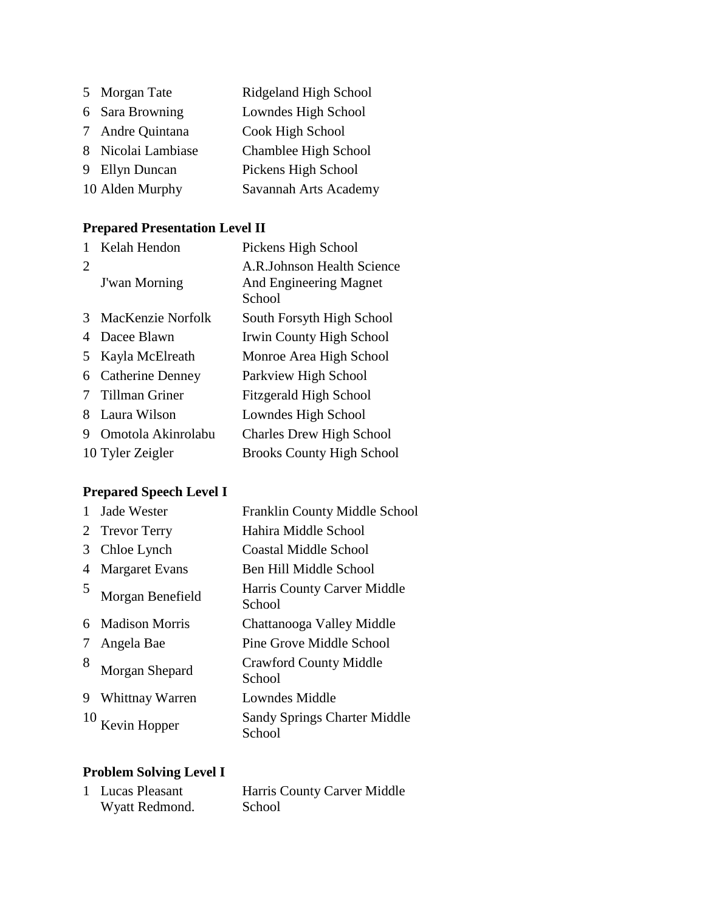| | | |
|---|---|---|
| 5 | Morgan Tate | Ridgeland High School |
| 6 | Sara Browning | Lowndes High School |
| 7 | Andre Quintana | Cook High School |
| 8 | Nicolai Lambiase | Chamblee High School |
| 9 | Ellyn Duncan | Pickens High School |
| 10 | Alden Murphy | Savannah Arts Academy |

**Prepared Presentation Level II**

| | | |
|---|---|---|
| 1 | Kelah Hendon | Pickens High School |
| 2 | J'wan Morning | A.R.Johnson Health Science And Engineering Magnet School |
| 3 | MacKenzie Norfolk | South Forsyth High School |
| 4 | Dacee Blawn | Irwin County High School |
| 5 | Kayla McElreath | Monroe Area High School |
| 6 | Catherine Denney | Parkview High School |
| 7 | Tillman Griner | Fitzgerald High School |
| 8 | Laura Wilson | Lowndes High School |
| 9 | Omotola Akinrolabu | Charles Drew High School |
| 10 | Tyler Zeigler | Brooks County High School |

**Prepared Speech Level I**

| | | |
|---|---|---|
| 1 | Jade Wester | Franklin County Middle School |
| 2 | Trevor Terry | Hahira Middle School |
| 3 | Chloe Lynch | Coastal Middle School |
| 4 | Margaret Evans | Ben Hill Middle School |
| 5 | Morgan Benefield | Harris County Carver Middle School |
| 6 | Madison Morris | Chattanooga Valley Middle |
| 7 | Angela Bae | Pine Grove Middle School |
| 8 | Morgan Shepard | Crawford County Middle School |
| 9 | Whittnay Warren | Lowndes Middle |
| 10 | Kevin Hopper | Sandy Springs Charter Middle School |

**Problem Solving Level I**

| | | |
|---|---|---|
| 1 | Lucas Pleasant<br>Wyatt Redmond. | Harris County Carver Middle School |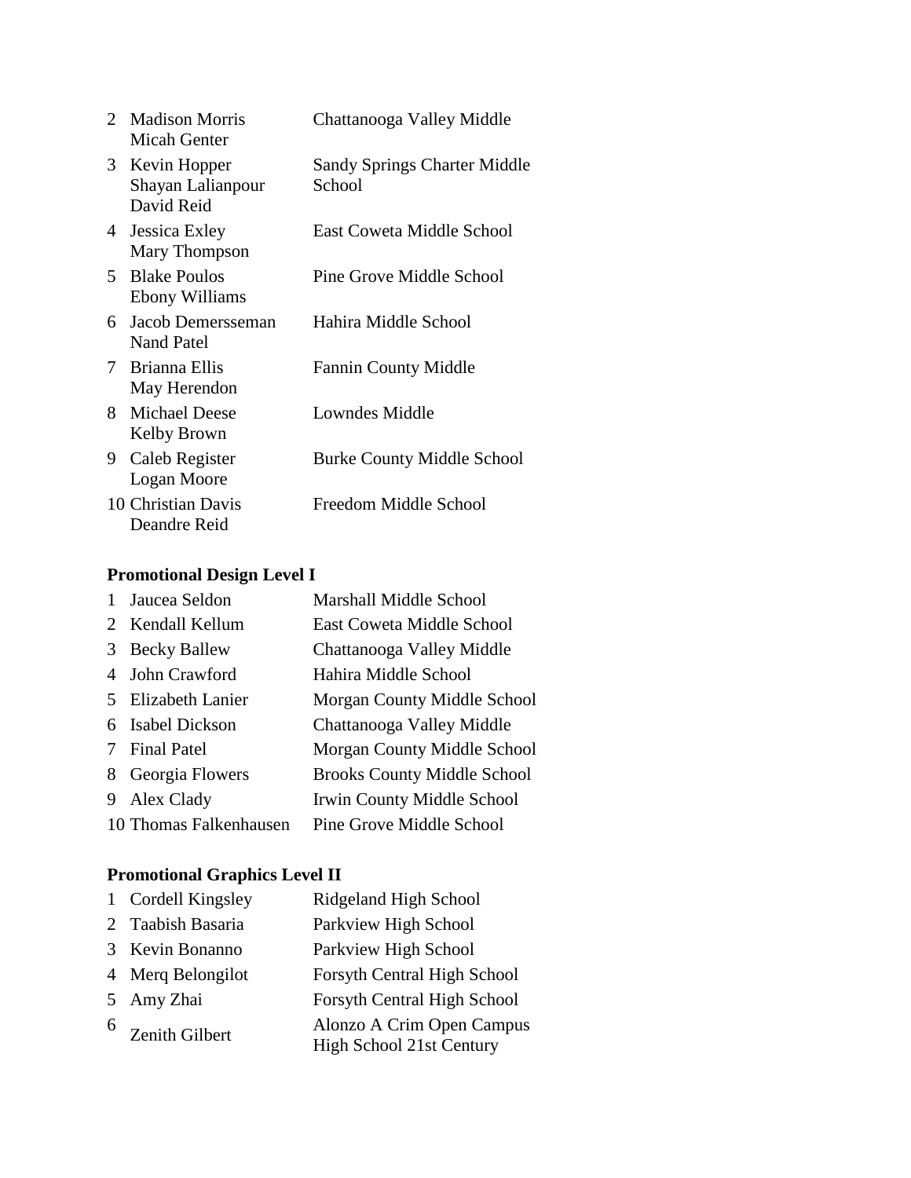| | | |
|---|---|---|
| 2 | Madison Morris<br>Micah Genter | Chattanooga Valley Middle |
| 3 | Kevin Hopper<br>Shayan Lalianpour<br>David Reid | Sandy Springs Charter Middle School |
| 4 | Jessica Exley<br>Mary Thompson | East Coweta Middle School |
| 5 | Blake Poulos<br>Ebony Williams | Pine Grove Middle School |
| 6 | Jacob Demersseman<br>Nand Patel | Hahira Middle School |
| 7 | Brianna Ellis<br>May Herendon | Fannin County Middle |
| 8 | Michael Deese<br>Kelby Brown | Lowndes Middle |
| 9 | Caleb Register<br>Logan Moore | Burke County Middle School |
| 10 | Christian Davis<br>Deandre Reid | Freedom Middle School |

**Promotional Design Level I**

| | | |
|---|---|---|
| 1 | Jaucea Seldon | Marshall Middle School |
| 2 | Kendall Kellum | East Coweta Middle School |
| 3 | Becky Ballew | Chattanooga Valley Middle |
| 4 | John Crawford | Hahira Middle School |
| 5 | Elizabeth Lanier | Morgan County Middle School |
| 6 | Isabel Dickson | Chattanooga Valley Middle |
| 7 | Final Patel | Morgan County Middle School |
| 8 | Georgia Flowers | Brooks County Middle School |
| 9 | Alex Clady | Irwin County Middle School |
| 10 | Thomas Falkenhausen | Pine Grove Middle School |

**Promotional Graphics Level II**

| | | |
|---|---|---|
| 1 | Cordell Kingsley | Ridgeland High School |
| 2 | Taabish Basaria | Parkview High School |
| 3 | Kevin Bonanno | Parkview High School |
| 4 | Merq Belongilot | Forsyth Central High School |
| 5 | Amy Zhai | Forsyth Central High School |
| 6 | Zenith Gilbert | Alonzo A Crim Open Campus High School 21st Century |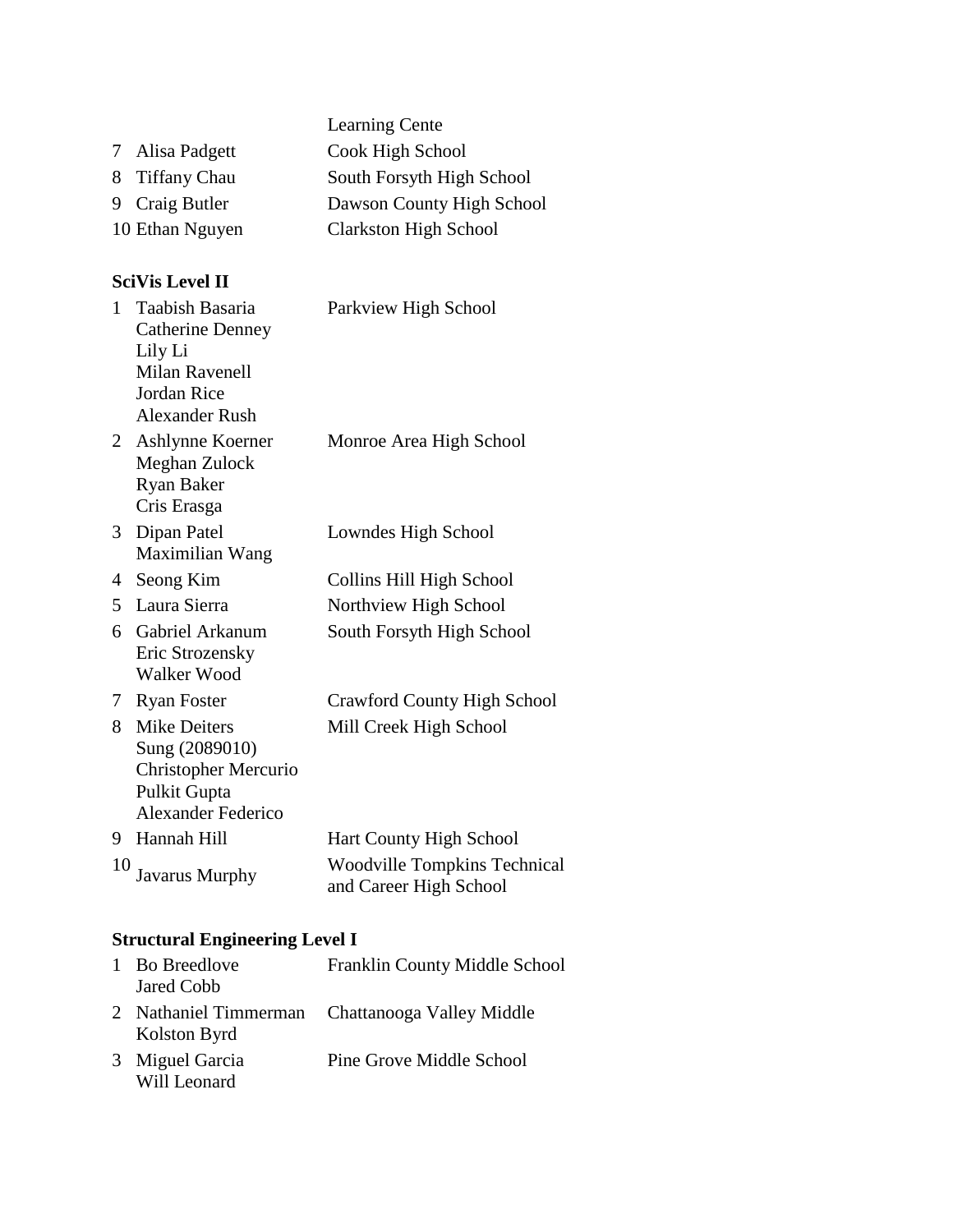| | | |
|---|---|---|
| | | Learning Cente |
| 7 | Alisa Padgett | Cook High School |
| 8 | Tiffany Chau | South Forsyth High School |
| 9 | Craig Butler | Dawson County High School |
| 10 | Ethan Nguyen | Clarkston High School |

**SciVis Level II**

| | | |
|---|---|---|
| 1 | Taabish Basaria<br>Catherine Denney<br>Lily Li<br>Milan Ravenell<br>Jordan Rice<br>Alexander Rush | Parkview High School |
| 2 | Ashlynne Koerner<br>Meghan Zulock<br>Ryan Baker<br>Cris Erasga | Monroe Area High School |
| 3 | Dipan Patel<br>Maximilian Wang | Lowndes High School |
| 4 | Seong Kim | Collins Hill High School |
| 5 | Laura Sierra | Northview High School |
| 6 | Gabriel Arkanum<br>Eric Strozensky<br>Walker Wood | South Forsyth High School |
| 7 | Ryan Foster | Crawford County High School |
| 8 | Mike Deiters<br>Sung (2089010)<br>Christopher Mercurio<br>Pulkit Gupta<br>Alexander Federico | Mill Creek High School |
| 9 | Hannah Hill | Hart County High School |
| 10 | Javarus Murphy | Woodville Tompkins Technical and Career High School |

**Structural Engineering Level I**

| | | |
|---|---|---|
| 1 | Bo Breedlove<br>Jared Cobb | Franklin County Middle School |
| 2 | Nathaniel Timmerman<br>Kolston Byrd | Chattanooga Valley Middle |
| 3 | Miguel Garcia<br>Will Leonard | Pine Grove Middle School |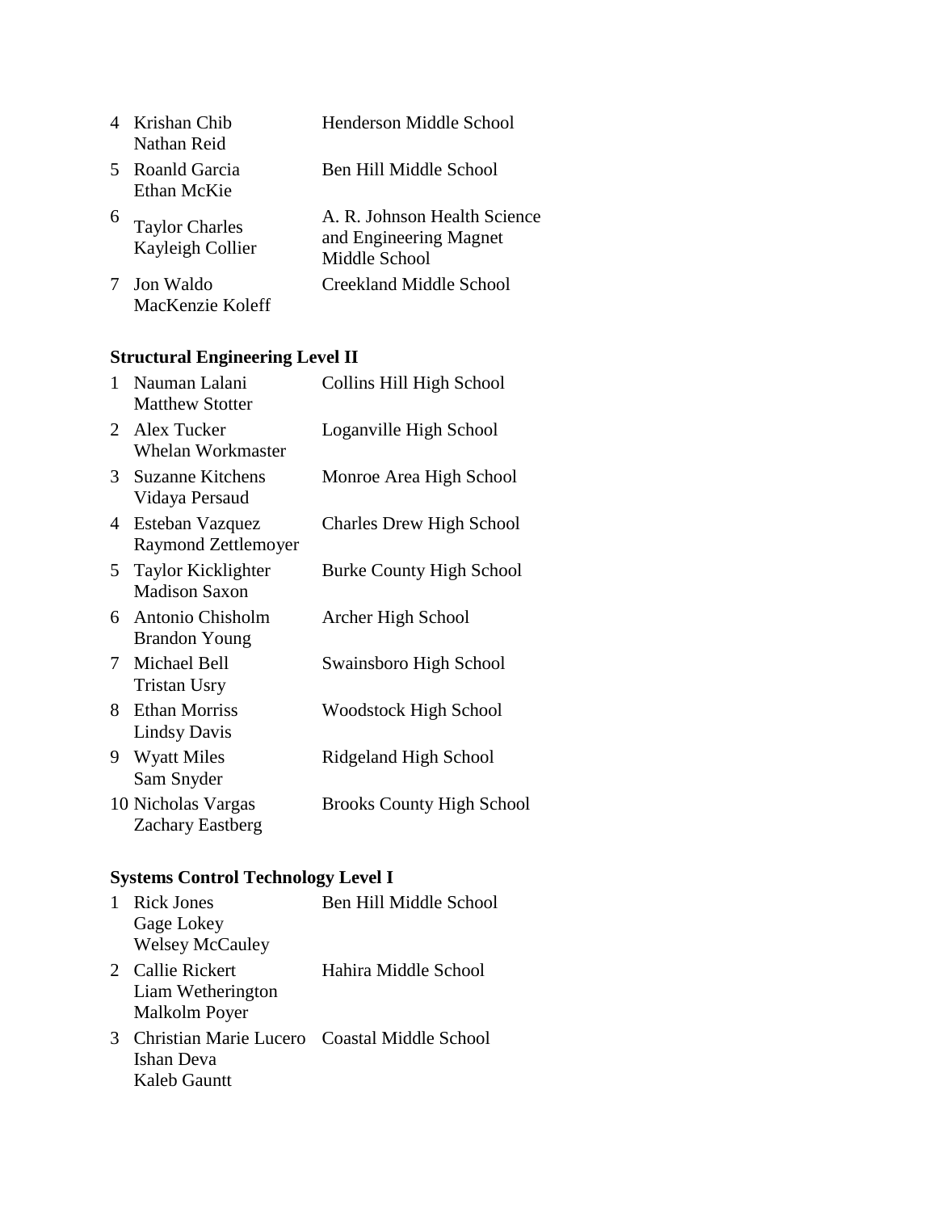| | | |
|---|---|---|
| 4 | Krishan Chib<br>Nathan Reid | Henderson Middle School |
| 5 | Roanld Garcia<br>Ethan McKie | Ben Hill Middle School |
| 6 | Taylor Charles<br>Kayleigh Collier | A. R. Johnson Health Science and Engineering Magnet Middle School |
| 7 | Jon Waldo<br>MacKenzie Koleff | Creekland Middle School |

**Structural Engineering Level II**

| | | |
|---|---|---|
| 1 | Nauman Lalani<br>Matthew Stotter | Collins Hill High School |
| 2 | Alex Tucker<br>Whelan Workmaster | Loganville High School |
| 3 | Suzanne Kitchens<br>Vidaya Persaud | Monroe Area High School |
| 4 | Esteban Vazquez<br>Raymond Zettlemoyer | Charles Drew High School |
| 5 | Taylor Kicklighter<br>Madison Saxon | Burke County High School |
| 6 | Antonio Chisholm<br>Brandon Young | Archer High School |
| 7 | Michael Bell<br>Tristan Usry | Swainsboro High School |
| 8 | Ethan Morriss<br>Lindsy Davis | Woodstock High School |
| 9 | Wyatt Miles<br>Sam Snyder | Ridgeland High School |
| 10 | Nicholas Vargas<br>Zachary Eastberg | Brooks County High School |

**Systems Control Technology Level I**

| | | |
|---|---|---|
| 1 | Rick Jones<br>Gage Lokey<br>Welsey McCauley | Ben Hill Middle School |
| 2 | Callie Rickert<br>Liam Wetherington<br>Malkolm Poyer | Hahira Middle School |
| 3 | Christian Marie Lucero<br>Ishan Deva<br>Kaleb Gauntt | Coastal Middle School |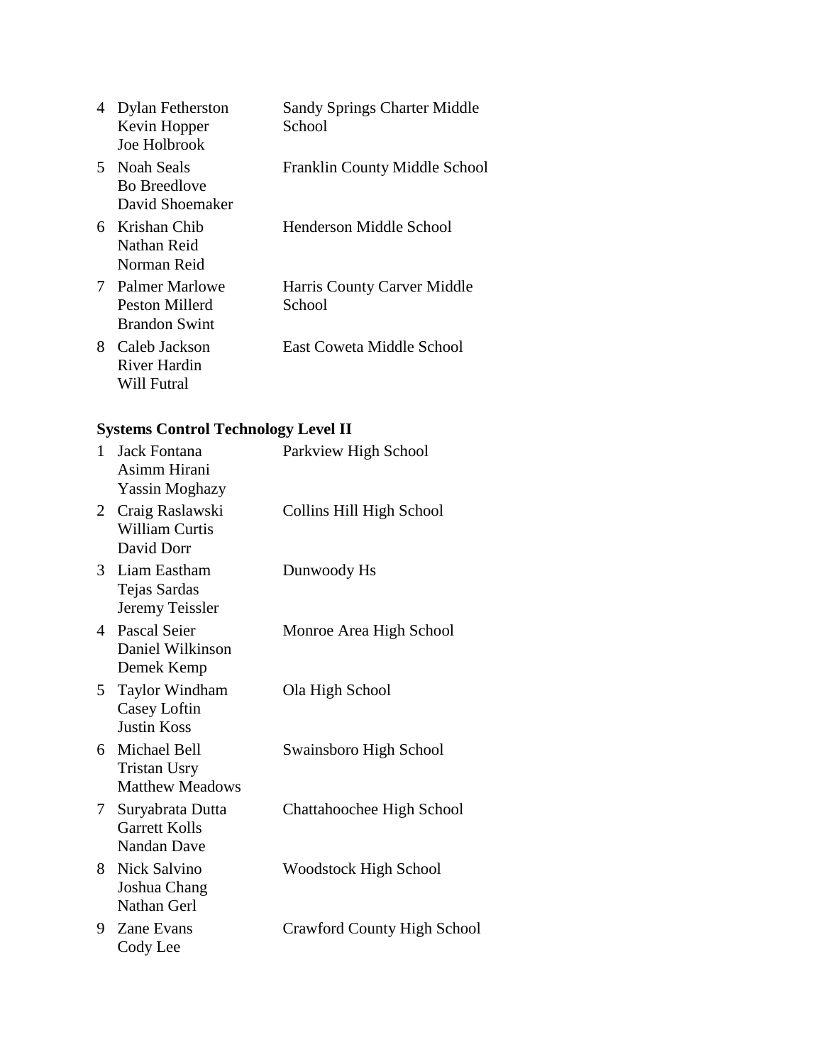| | | |
|---|---|---|
| 4 | Dylan Fetherston<br>Kevin Hopper<br>Joe Holbrook | Sandy Springs Charter Middle School |
| 5 | Noah Seals<br>Bo Breedlove<br>David Shoemaker | Franklin County Middle School |
| 6 | Krishan Chib<br>Nathan Reid<br>Norman Reid | Henderson Middle School |
| 7 | Palmer Marlowe<br>Peston Millerd<br>Brandon Swint | Harris County Carver Middle School |
| 8 | Caleb Jackson<br>River Hardin<br>Will Futral | East Coweta Middle School |

**Systems Control Technology Level II**

| | | |
|---|---|---|
| 1 | Jack Fontana<br>Asimm Hirani<br>Yassin Moghazy | Parkview High School |
| 2 | Craig Raslawski<br>William Curtis<br>David Dorr | Collins Hill High School |
| 3 | Liam Eastham<br>Tejas Sardas<br>Jeremy Teissler | Dunwoody Hs |
| 4 | Pascal Seier<br>Daniel Wilkinson<br>Demek Kemp | Monroe Area High School |
| 5 | Taylor Windham<br>Casey Loftin<br>Justin Koss | Ola High School |
| 6 | Michael Bell<br>Tristan Usry<br>Matthew Meadows | Swainsboro High School |
| 7 | Suryabrata Dutta<br>Garrett Kolls<br>Nandan Dave | Chattahoochee High School |
| 8 | Nick Salvino<br>Joshua Chang<br>Nathan Gerl | Woodstock High School |
| 9 | Zane Evans<br>Cody Lee | Crawford County High School |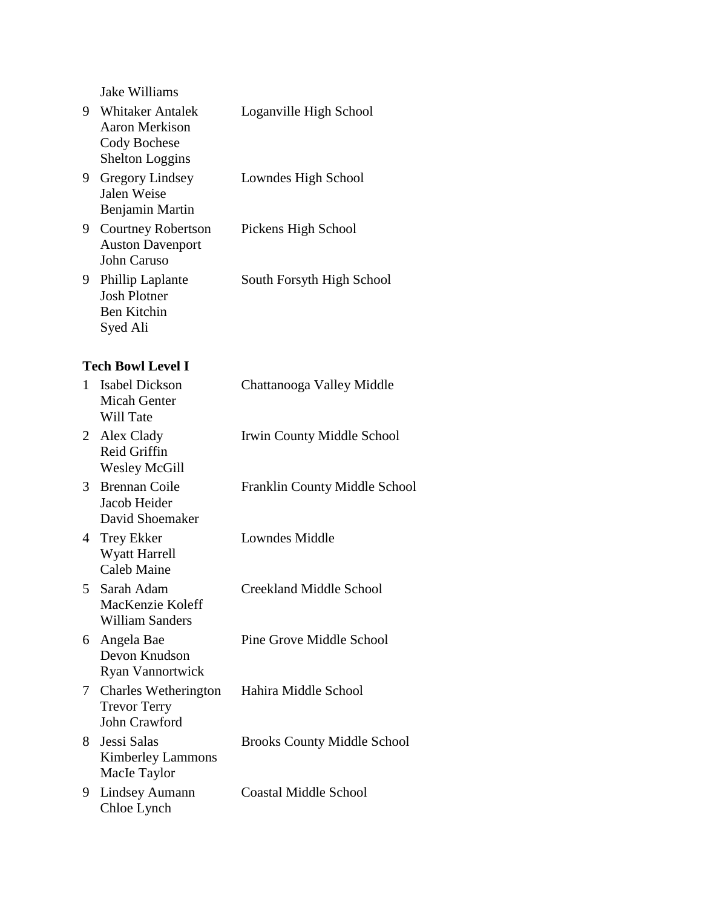| | | |
|---|---|---|
| | Jake Williams | |
| 9 | Whitaker Antalek<br>Aaron Merkison<br>Cody Bochese<br>Shelton Loggins | Loganville High School |
| 9 | Gregory Lindsey<br>Jalen Weise<br>Benjamin Martin | Lowndes High School |
| 9 | Courtney Robertson<br>Auston Davenport<br>John Caruso | Pickens High School |
| 9 | Phillip Laplante<br>Josh Plotner<br>Ben Kitchin<br>Syed Ali | South Forsyth High School |

**Tech Bowl Level I**

| | | |
|---|---|---|
| 1 | Isabel Dickson<br>Micah Genter<br>Will Tate | Chattanooga Valley Middle |
| 2 | Alex Clady<br>Reid Griffin<br>Wesley McGill | Irwin County Middle School |
| 3 | Brennan Coile<br>Jacob Heider<br>David Shoemaker | Franklin County Middle School |
| 4 | Trey Ekker<br>Wyatt Harrell<br>Caleb Maine | Lowndes Middle |
| 5 | Sarah Adam<br>MacKenzie Koleff<br>William Sanders | Creekland Middle School |
| 6 | Angela Bae<br>Devon Knudson<br>Ryan Vannortwick | Pine Grove Middle School |
| 7 | Charles Wetherington<br>Trevor Terry<br>John Crawford | Hahira Middle School |
| 8 | Jessi Salas<br>Kimberley Lammons<br>MacIe Taylor | Brooks County Middle School |
| 9 | Lindsey Aumann<br>Chloe Lynch | Coastal Middle School |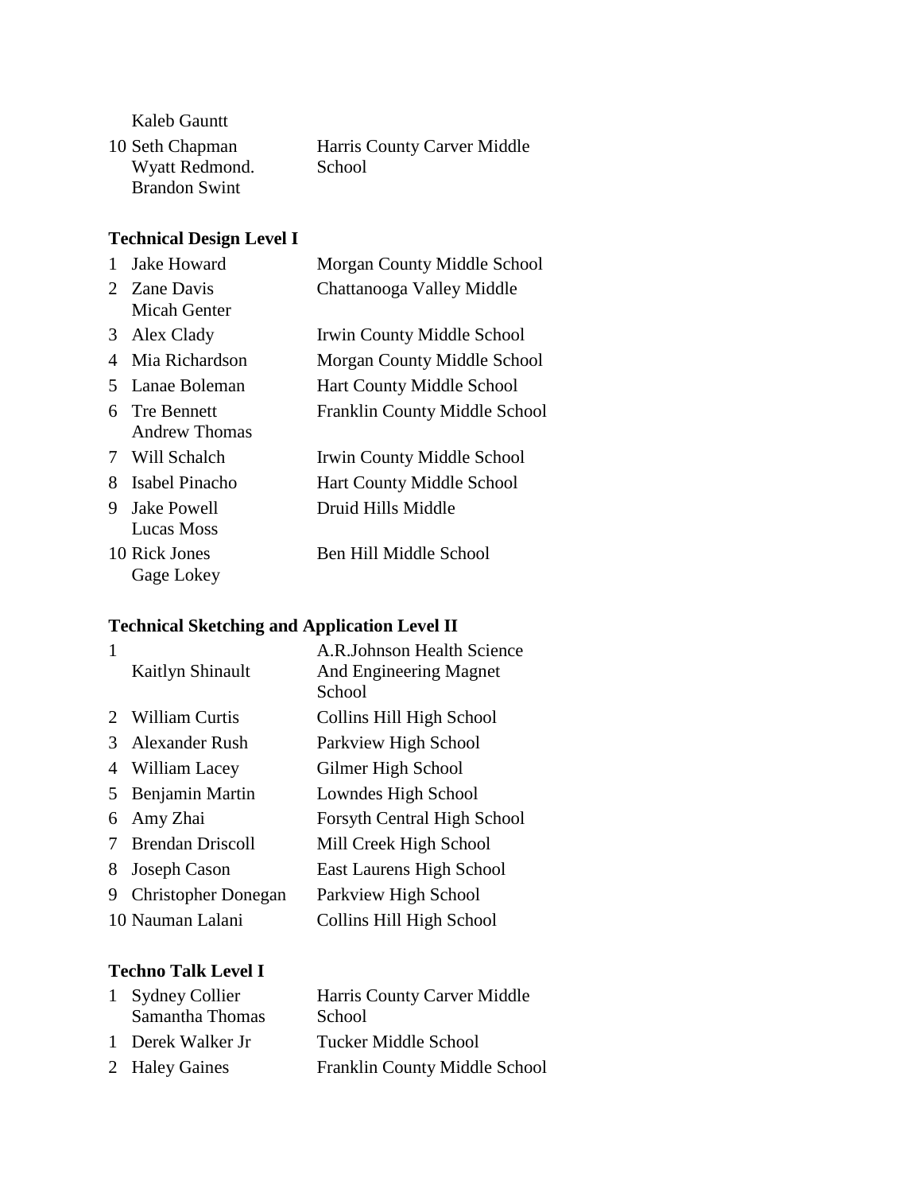| | | |
|---|---|---|
| | Kaleb Gauntt | |
| 10 | Seth Chapman<br>Wyatt Redmond.<br>Brandon Swint | Harris County Carver Middle School |

### Technical Design Level I

| | | |
|---|---|---|
| 1 | Jake Howard | Morgan County Middle School |
| 2 | Zane Davis<br>Micah Genter | Chattanooga Valley Middle |
| 3 | Alex Clady | Irwin County Middle School |
| 4 | Mia Richardson | Morgan County Middle School |
| 5 | Lanae Boleman | Hart County Middle School |
| 6 | Tre Bennett<br>Andrew Thomas | Franklin County Middle School |
| 7 | Will Schalch | Irwin County Middle School |
| 8 | Isabel Pinacho | Hart County Middle School |
| 9 | Jake Powell<br>Lucas Moss | Druid Hills Middle |
| 10 | Rick Jones<br>Gage Lokey | Ben Hill Middle School |

### Technical Sketching and Application Level II

| | | |
|---|---|---|
| 1 | Kaitlyn Shinault | A.R.Johnson Health Science And Engineering Magnet School |
| 2 | William Curtis | Collins Hill High School |
| 3 | Alexander Rush | Parkview High School |
| 4 | William Lacey | Gilmer High School |
| 5 | Benjamin Martin | Lowndes High School |
| 6 | Amy Zhai | Forsyth Central High School |
| 7 | Brendan Driscoll | Mill Creek High School |
| 8 | Joseph Cason | East Laurens High School |
| 9 | Christopher Donegan | Parkview High School |
| 10 | Nauman Lalani | Collins Hill High School |

### Techno Talk Level I

| | | |
|---|---|---|
| 1 | Sydney Collier<br>Samantha Thomas | Harris County Carver Middle School |
| 1 | Derek Walker Jr | Tucker Middle School |
| 2 | Haley Gaines | Franklin County Middle School |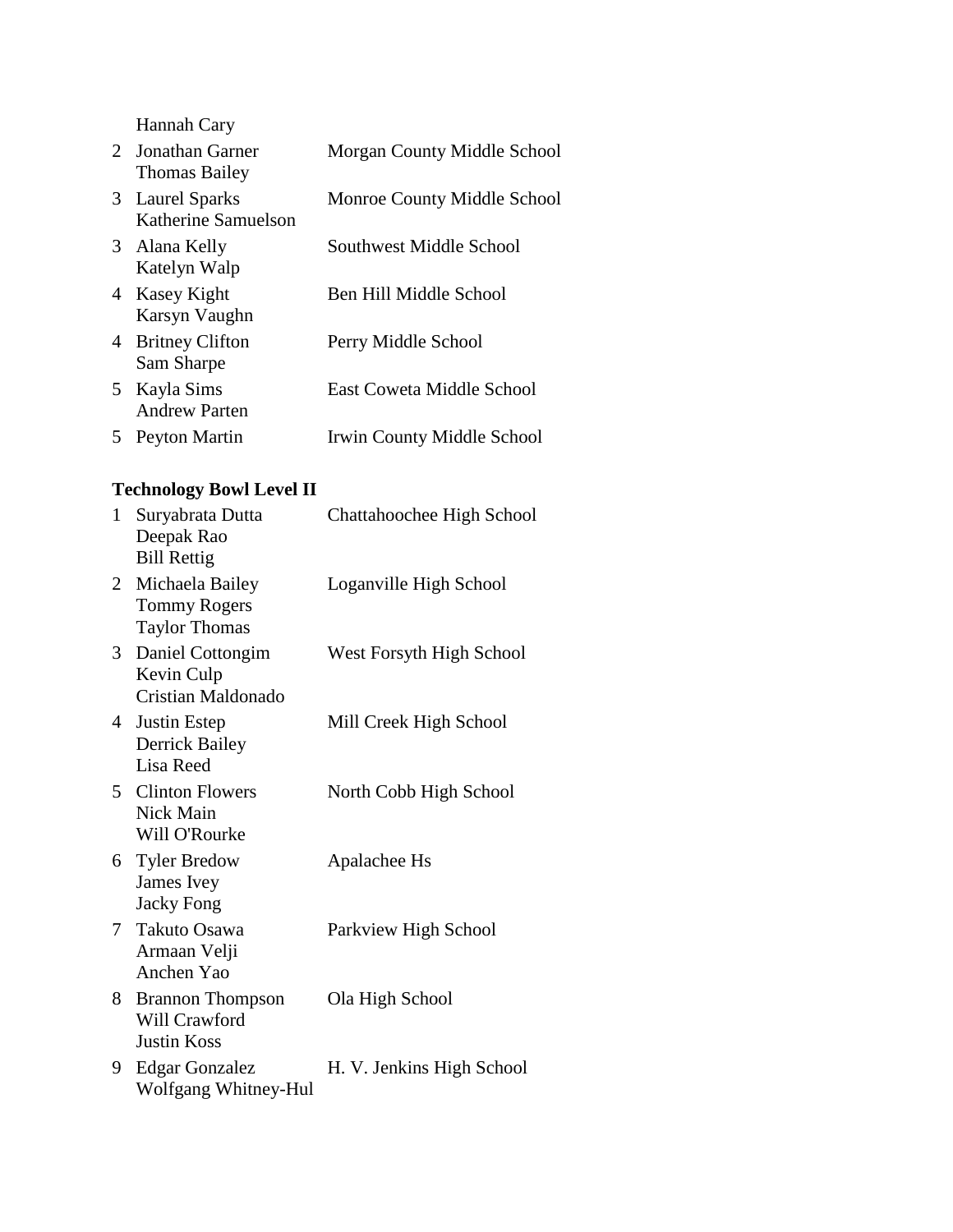| | | |
|---|---|---|
| | Hannah Cary | |
| 2 | Jonathan Garner<br>Thomas Bailey | Morgan County Middle School |
| 3 | Laurel Sparks<br>Katherine Samuelson | Monroe County Middle School |
| 3 | Alana Kelly<br>Katelyn Walp | Southwest Middle School |
| 4 | Kasey Kight<br>Karsyn Vaughn | Ben Hill Middle School |
| 4 | Britney Clifton<br>Sam Sharpe | Perry Middle School |
| 5 | Kayla Sims<br>Andrew Parten | East Coweta Middle School |
| 5 | Peyton Martin | Irwin County Middle School |

**Technology Bowl Level II**

| | | |
|---|---|---|
| 1 | Suryabrata Dutta<br>Deepak Rao<br>Bill Rettig | Chattahoochee High School |
| 2 | Michaela Bailey<br>Tommy Rogers<br>Taylor Thomas | Loganville High School |
| 3 | Daniel Cottongim<br>Kevin Culp<br>Cristian Maldonado | West Forsyth High School |
| 4 | Justin Estep<br>Derrick Bailey<br>Lisa Reed | Mill Creek High School |
| 5 | Clinton Flowers<br>Nick Main<br>Will O'Rourke | North Cobb High School |
| 6 | Tyler Bredow<br>James Ivey<br>Jacky Fong | Apalachee Hs |
| 7 | Takuto Osawa<br>Armaan Velji<br>Anchen Yao | Parkview High School |
| 8 | Brannon Thompson<br>Will Crawford<br>Justin Koss | Ola High School |
| 9 | Edgar Gonzalez<br>Wolfgang Whitney-Hul | H. V. Jenkins High School |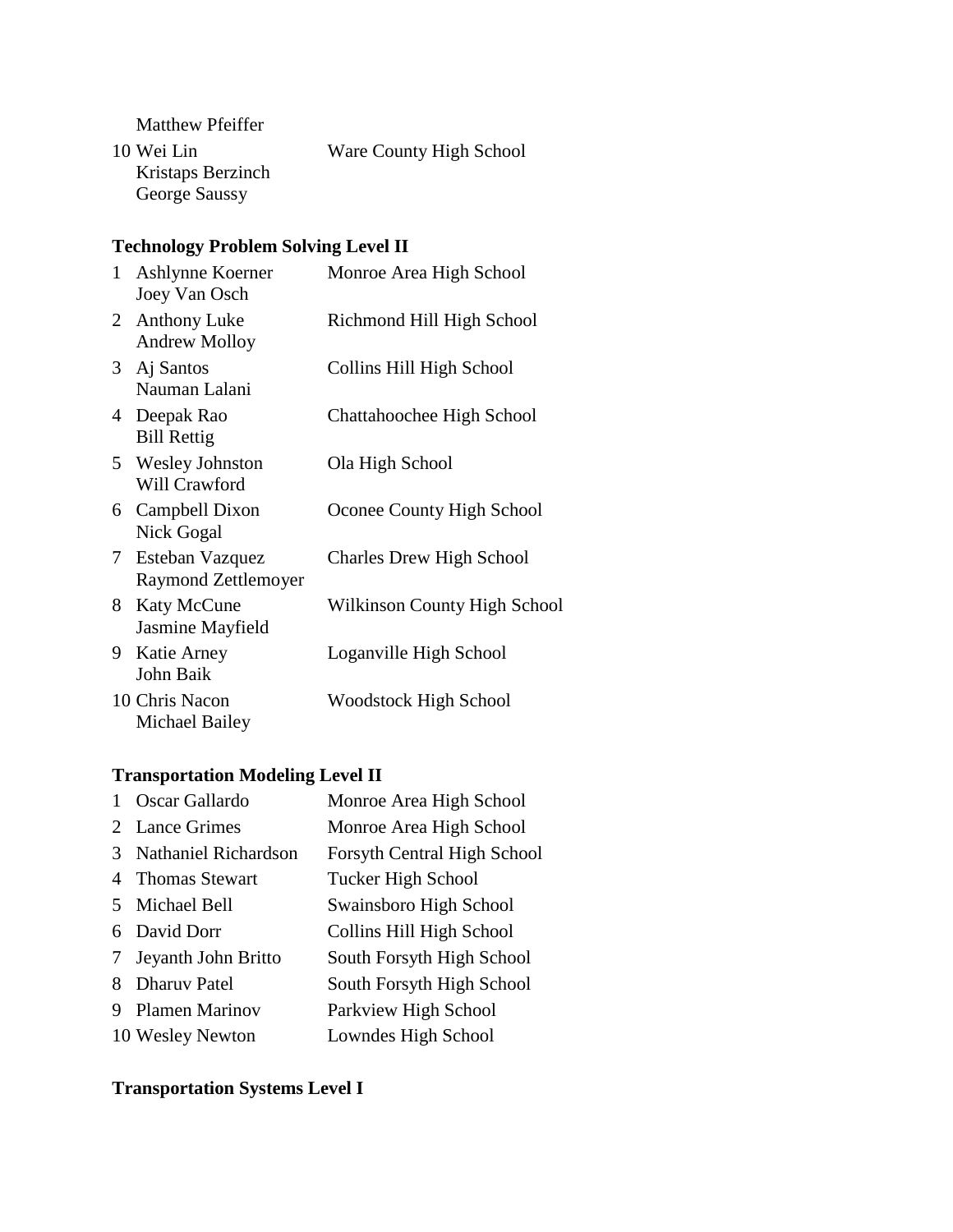Matthew Pfeiffer

10 Wei Lin, Kristaps Berzinch, George Saussy — Ware County High School

### Technology Problem Solving Level II

| Place | Names | School |
|---|---|---|
| 1 | Ashlynne Koerner<br>Joey Van Osch | Monroe Area High School |
| 2 | Anthony Luke<br>Andrew Molloy | Richmond Hill High School |
| 3 | Aj Santos<br>Nauman Lalani | Collins Hill High School |
| 4 | Deepak Rao<br>Bill Rettig | Chattahoochee High School |
| 5 | Wesley Johnston<br>Will Crawford | Ola High School |
| 6 | Campbell Dixon<br>Nick Gogal | Oconee County High School |
| 7 | Esteban Vazquez<br>Raymond Zettlemoyer | Charles Drew High School |
| 8 | Katy McCune<br>Jasmine Mayfield | Wilkinson County High School |
| 9 | Katie Arney<br>John Baik | Loganville High School |
| 10 | Chris Nacon<br>Michael Bailey | Woodstock High School |

### Transportation Modeling Level II

| Place | Name | School |
|---|---|---|
| 1 | Oscar Gallardo | Monroe Area High School |
| 2 | Lance Grimes | Monroe Area High School |
| 3 | Nathaniel Richardson | Forsyth Central High School |
| 4 | Thomas Stewart | Tucker High School |
| 5 | Michael Bell | Swainsboro High School |
| 6 | David Dorr | Collins Hill High School |
| 7 | Jeyanth John Britto | South Forsyth High School |
| 8 | Dharuv Patel | South Forsyth High School |
| 9 | Plamen Marinov | Parkview High School |
| 10 | Wesley Newton | Lowndes High School |

### Transportation Systems Level I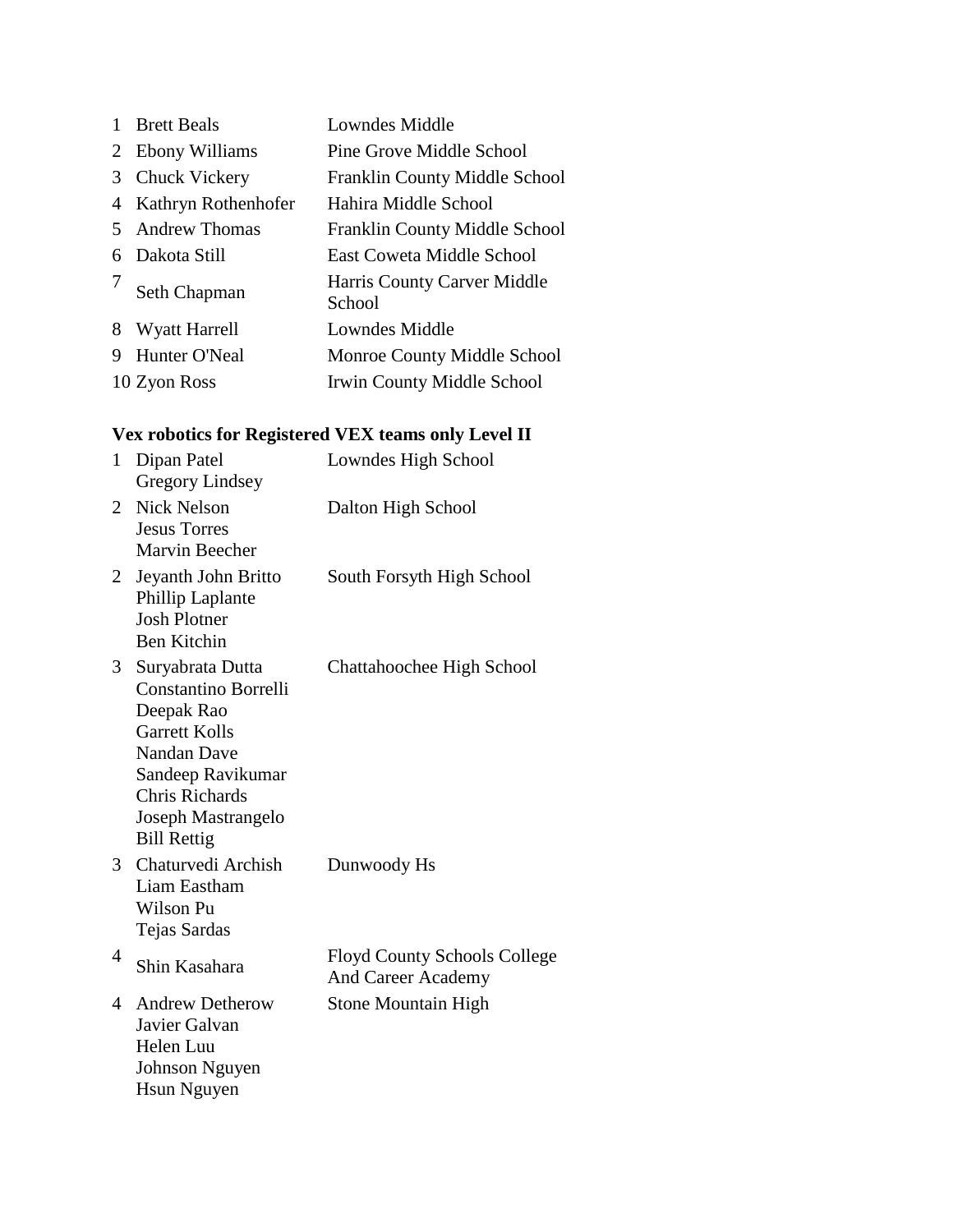| | | |
|---|---|---|
| 1 | Brett Beals | Lowndes Middle |
| 2 | Ebony Williams | Pine Grove Middle School |
| 3 | Chuck Vickery | Franklin County Middle School |
| 4 | Kathryn Rothenhofer | Hahira Middle School |
| 5 | Andrew Thomas | Franklin County Middle School |
| 6 | Dakota Still | East Coweta Middle School |
| 7 | Seth Chapman | Harris County Carver Middle School |
| 8 | Wyatt Harrell | Lowndes Middle |
| 9 | Hunter O'Neal | Monroe County Middle School |
| 10 | Zyon Ross | Irwin County Middle School |

### Vex robotics for Registered VEX teams only Level II

| | | |
|---|---|---|
| 1 | Dipan Patel<br>Gregory Lindsey | Lowndes High School |
| 2 | Nick Nelson<br>Jesus Torres<br>Marvin Beecher | Dalton High School |
| 2 | Jeyanth John Britto<br>Phillip Laplante<br>Josh Plotner<br>Ben Kitchin | South Forsyth High School |
| 3 | Suryabrata Dutta<br>Constantino Borrelli<br>Deepak Rao<br>Garrett Kolls<br>Nandan Dave<br>Sandeep Ravikumar<br>Chris Richards<br>Joseph Mastrangelo<br>Bill Rettig | Chattahoochee High School |
| 3 | Chaturvedi Archish<br>Liam Eastham<br>Wilson Pu<br>Tejas Sardas | Dunwoody Hs |
| 4 | Shin Kasahara | Floyd County Schools College And Career Academy |
| 4 | Andrew Detherow<br>Javier Galvan<br>Helen Luu<br>Johnson Nguyen<br>Hsun Nguyen | Stone Mountain High |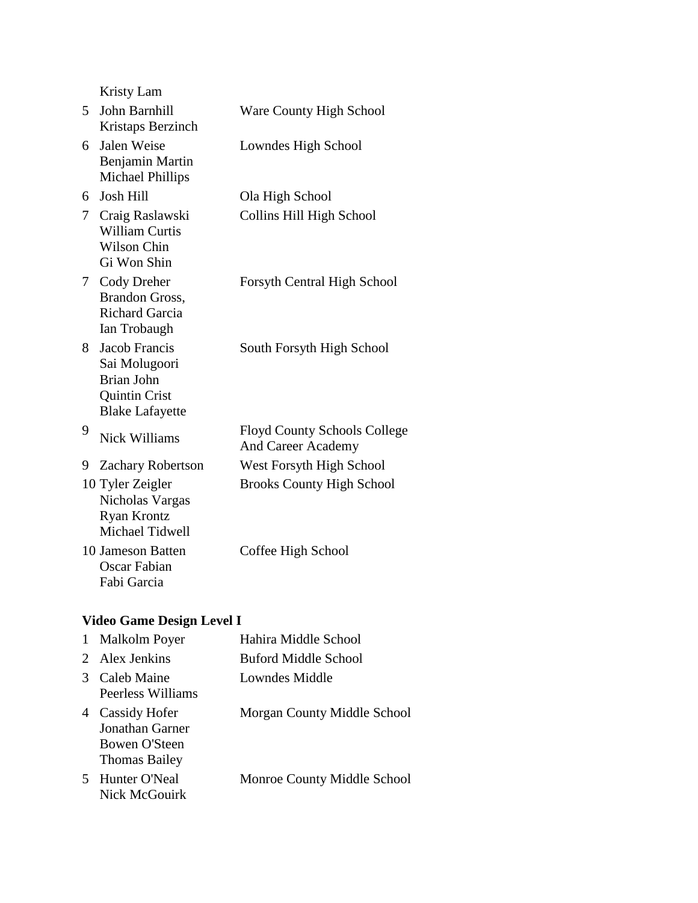| | Names | School |
|---|---|---|
| | Kristy Lam | |
| 5 | John Barnhill<br>Kristaps Berzinch | Ware County High School |
| 6 | Jalen Weise<br>Benjamin Martin<br>Michael Phillips | Lowndes High School |
| 6 | Josh Hill | Ola High School |
| 7 | Craig Raslawski<br>William Curtis<br>Wilson Chin<br>Gi Won Shin | Collins Hill High School |
| 7 | Cody Dreher<br>Brandon Gross,<br>Richard Garcia<br>Ian Trobaugh | Forsyth Central High School |
| 8 | Jacob Francis<br>Sai Molugoori<br>Brian John<br>Quintin Crist<br>Blake Lafayette | South Forsyth High School |
| 9 | Nick Williams | Floyd County Schools College And Career Academy |
| 9 | Zachary Robertson | West Forsyth High School |
| 10 | Tyler Zeigler<br>Nicholas Vargas<br>Ryan Krontz<br>Michael Tidwell | Brooks County High School |
| 10 | Jameson Batten<br>Oscar Fabian<br>Fabi Garcia | Coffee High School |

**Video Game Design Level I**

| | Names | School |
|---|---|---|
| 1 | Malkolm Poyer | Hahira Middle School |
| 2 | Alex Jenkins | Buford Middle School |
| 3 | Caleb Maine<br>Peerless Williams | Lowndes Middle |
| 4 | Cassidy Hofer<br>Jonathan Garner<br>Bowen O'Steen<br>Thomas Bailey | Morgan County Middle School |
| 5 | Hunter O'Neal<br>Nick McGouirk | Monroe County Middle School |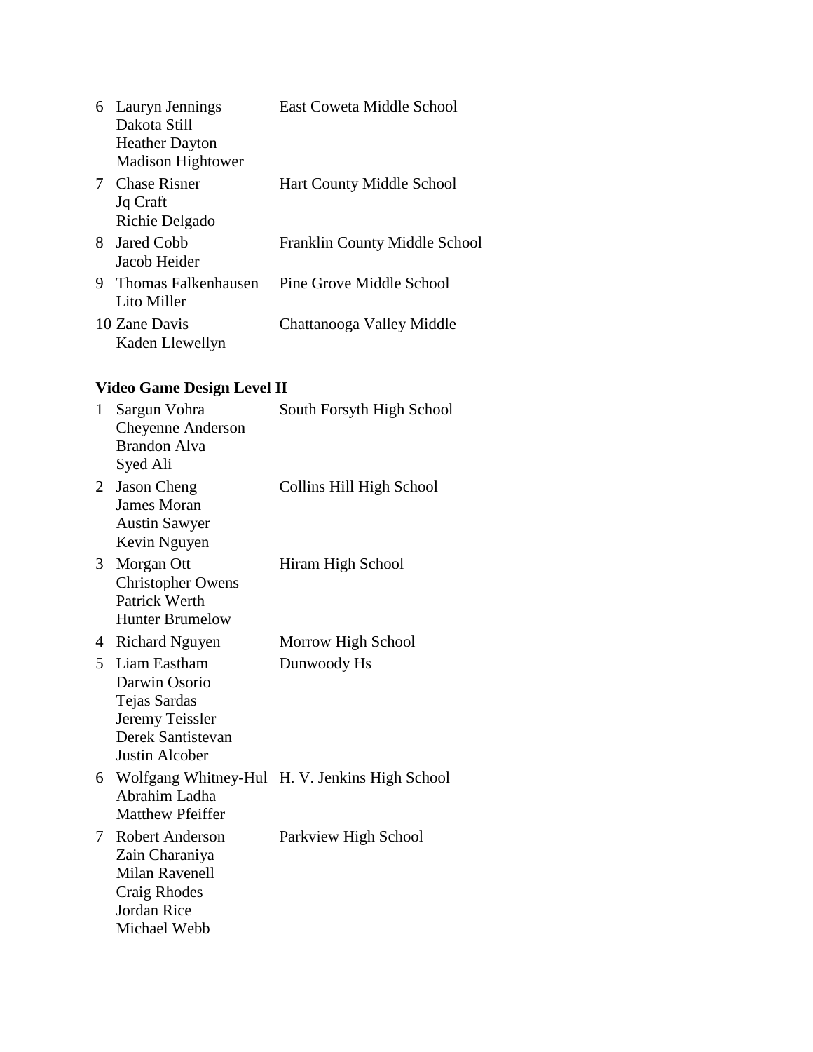| | | |
|---|---|---|
| 6 | Lauryn Jennings<br>Dakota Still<br>Heather Dayton<br>Madison Hightower | East Coweta Middle School |
| 7 | Chase Risner<br>Jq Craft<br>Richie Delgado | Hart County Middle School |
| 8 | Jared Cobb<br>Jacob Heider | Franklin County Middle School |
| 9 | Thomas Falkenhausen<br>Lito Miller | Pine Grove Middle School |
| 10 | Zane Davis<br>Kaden Llewellyn | Chattanooga Valley Middle |

**Video Game Design Level II**

| | | |
|---|---|---|
| 1 | Sargun Vohra<br>Cheyenne Anderson<br>Brandon Alva<br>Syed Ali | South Forsyth High School |
| 2 | Jason Cheng<br>James Moran<br>Austin Sawyer<br>Kevin Nguyen | Collins Hill High School |
| 3 | Morgan Ott<br>Christopher Owens<br>Patrick Werth<br>Hunter Brumelow | Hiram High School |
| 4 | Richard Nguyen | Morrow High School |
| 5 | Liam Eastham<br>Darwin Osorio<br>Tejas Sardas<br>Jeremy Teissler<br>Derek Santistevan<br>Justin Alcober | Dunwoody Hs |
| 6 | Wolfgang Whitney-Hul<br>Abrahim Ladha<br>Matthew Pfeiffer | H. V. Jenkins High School |
| 7 | Robert Anderson<br>Zain Charaniya<br>Milan Ravenell<br>Craig Rhodes<br>Jordan Rice<br>Michael Webb | Parkview High School |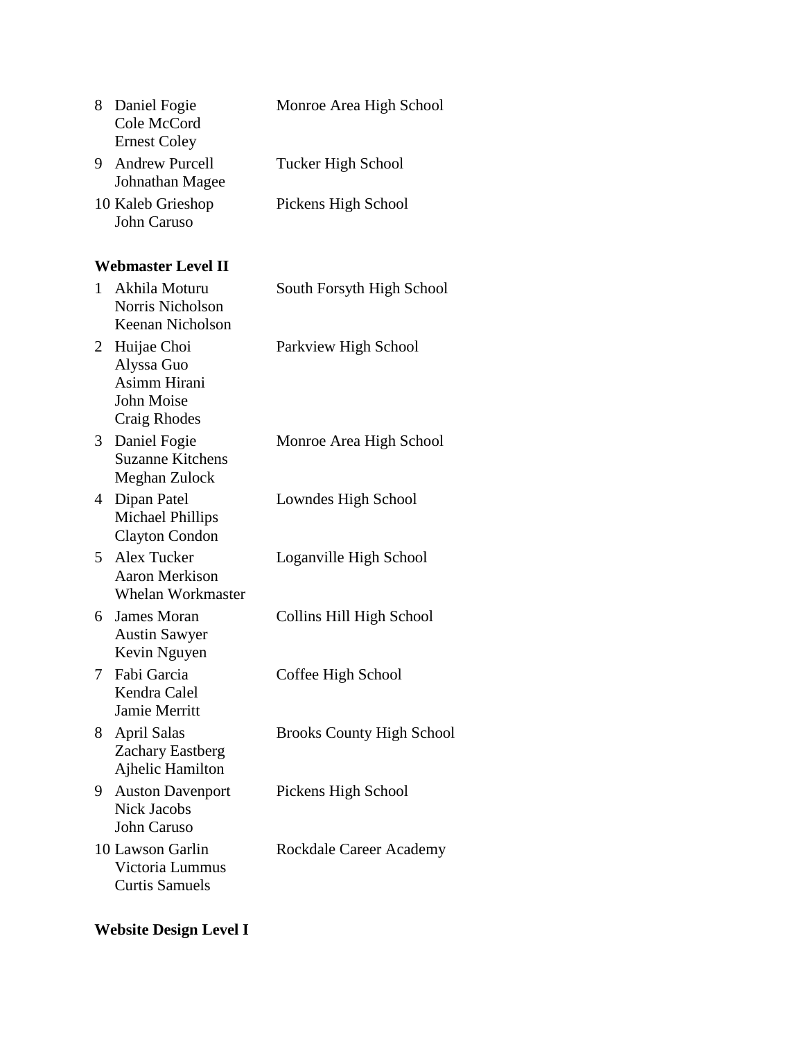8 Daniel Fogie, Cole McCord, Ernest Coley — Monroe Area High School

9 Andrew Purcell, Johnathan Magee — Tucker High School

10 Kaleb Grieshop, John Caruso — Pickens High School

**Webmaster Level II**

1 Akhila Moturu, Norris Nicholson, Keenan Nicholson — South Forsyth High School

2 Huijae Choi, Alyssa Guo, Asimm Hirani, John Moise, Craig Rhodes — Parkview High School

3 Daniel Fogie, Suzanne Kitchens, Meghan Zulock — Monroe Area High School

4 Dipan Patel, Michael Phillips, Clayton Condon — Lowndes High School

5 Alex Tucker, Aaron Merkison, Whelan Workmaster — Loganville High School

6 James Moran, Austin Sawyer, Kevin Nguyen — Collins Hill High School

7 Fabi Garcia, Kendra Calel, Jamie Merritt — Coffee High School

8 April Salas, Zachary Eastberg, Ajhelic Hamilton — Brooks County High School

9 Auston Davenport, Nick Jacobs, John Caruso — Pickens High School

10 Lawson Garlin, Victoria Lummus, Curtis Samuels — Rockdale Career Academy

**Website Design Level I**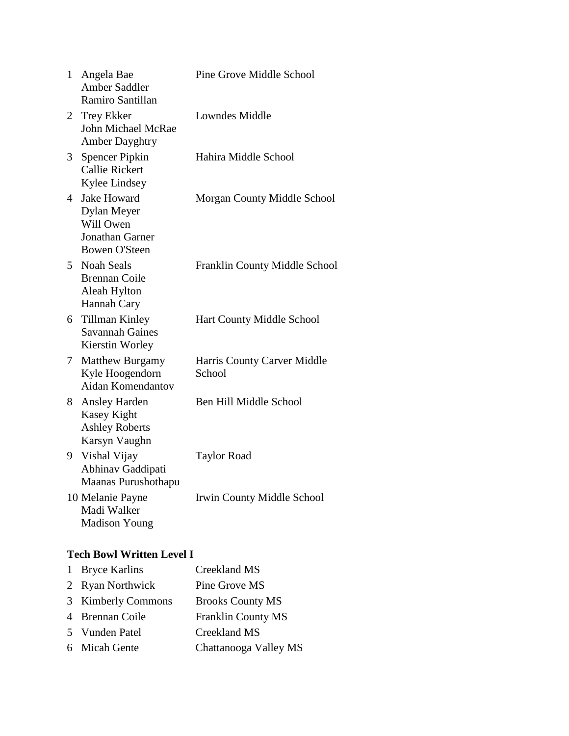| | | |
|---|---|---|
| 1 | Angela Bae<br>Amber Saddler<br>Ramiro Santillan | Pine Grove Middle School |
| 2 | Trey Ekker<br>John Michael McRae<br>Amber Dayghtry | Lowndes Middle |
| 3 | Spencer Pipkin<br>Callie Rickert<br>Kylee Lindsey | Hahira Middle School |
| 4 | Jake Howard<br>Dylan Meyer<br>Will Owen<br>Jonathan Garner<br>Bowen O'Steen | Morgan County Middle School |
| 5 | Noah Seals<br>Brennan Coile<br>Aleah Hylton<br>Hannah Cary | Franklin County Middle School |
| 6 | Tillman Kinley<br>Savannah Gaines<br>Kierstin Worley | Hart County Middle School |
| 7 | Matthew Burgamy<br>Kyle Hoogendorn<br>Aidan Komendantov | Harris County Carver Middle School |
| 8 | Ansley Harden<br>Kasey Kight<br>Ashley Roberts<br>Karsyn Vaughn | Ben Hill Middle School |
| 9 | Vishal Vijay<br>Abhinav Gaddipati<br>Maanas Purushothapu | Taylor Road |
| 10 | Melanie Payne<br>Madi Walker<br>Madison Young | Irwin County Middle School |

**Tech Bowl Written Level I**

| | | |
|---|---|---|
| 1 | Bryce Karlins | Creekland MS |
| 2 | Ryan Northwick | Pine Grove MS |
| 3 | Kimberly Commons | Brooks County MS |
| 4 | Brennan Coile | Franklin County MS |
| 5 | Vunden Patel | Creekland MS |
| 6 | Micah Gente | Chattanooga Valley MS |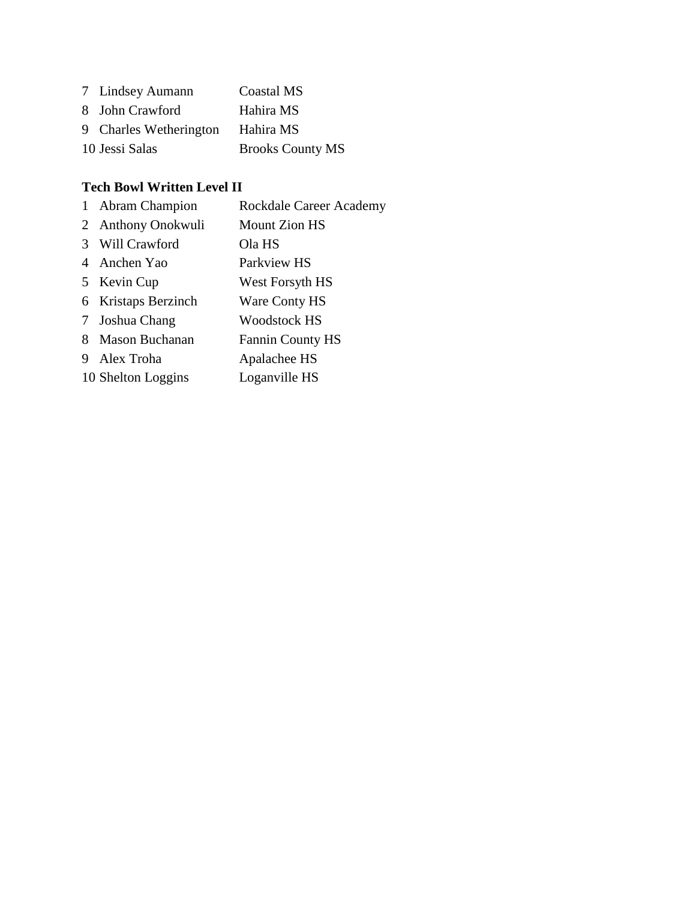| | | |
|---|---|---|
| 7 | Lindsey Aumann | Coastal MS |
| 8 | John Crawford | Hahira MS |
| 9 | Charles Wetherington | Hahira MS |
| 10 | Jessi Salas | Brooks County MS |

**Tech Bowl Written Level II**

| | | |
|---|---|---|
| 1 | Abram Champion | Rockdale Career Academy |
| 2 | Anthony Onokwuli | Mount Zion HS |
| 3 | Will Crawford | Ola HS |
| 4 | Anchen Yao | Parkview HS |
| 5 | Kevin Cup | West Forsyth HS |
| 6 | Kristaps Berzinch | Ware Conty HS |
| 7 | Joshua Chang | Woodstock HS |
| 8 | Mason Buchanan | Fannin County HS |
| 9 | Alex Troha | Apalachee HS |
| 10 | Shelton Loggins | Loganville HS |